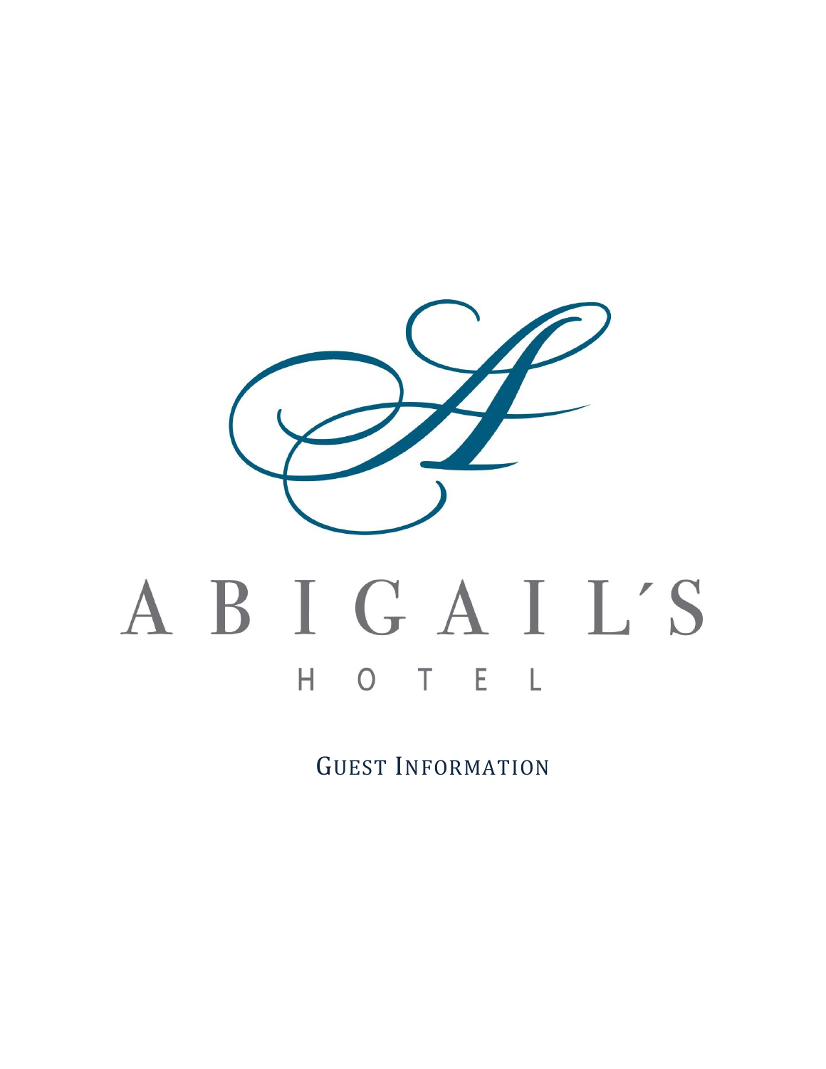# ABIGAIL'S

HOTEL

GUEST INFORMATION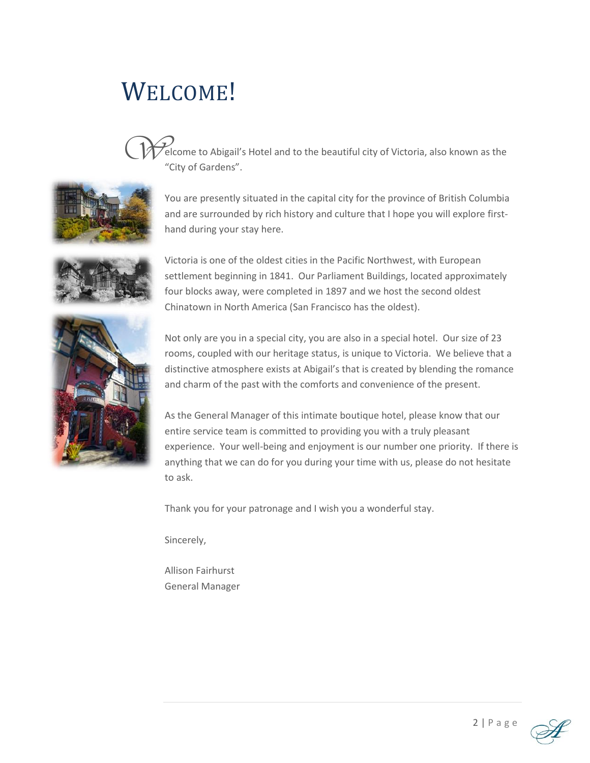# WELCOME!

Welcome to Abigail's Hotel and to the beautiful city of Victoria, also known as the "City of Gardens".

You are presently situated in the capital city for the province of British Columbia and are surrounded by rich history and culture that I hope you will explore first-hand during your stay here.

Victoria is one of the oldest cities in the Pacific Northwest, with European settlement beginning in 1841. Our Parliament Buildings, located approximately four blocks away, were completed in 1897 and we host the second oldest Chinatown in North America (San Francisco has the oldest).

Not only are you in a special city, you are also in a special hotel. Our size of 23 rooms, coupled with our heritage status, is unique to Victoria. We believe that a distinctive atmosphere exists at Abigail's that is created by blending the romance and charm of the past with the comforts and convenience of the present.

As the General Manager of this intimate boutique hotel, please know that our entire service team is committed to providing you with a truly pleasant experience. Your well-being and enjoyment is our number one priority. If there is anything that we can do for you during your time with us, please do not hesitate to ask.

Thank you for your patronage and I wish you a wonderful stay.

Sincerely,

Allison Fairhurst
General Manager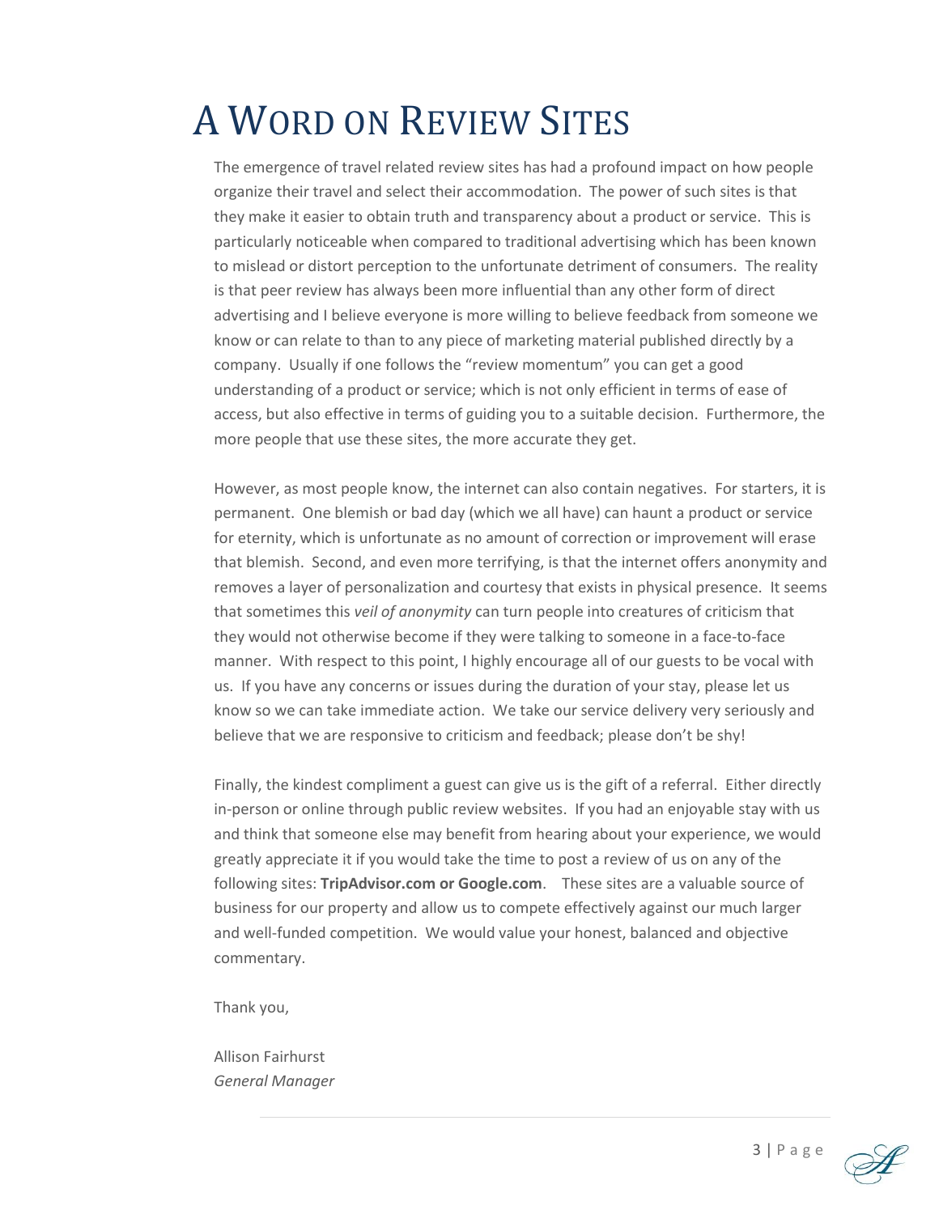# A Word on Review Sites

The emergence of travel related review sites has had a profound impact on how people organize their travel and select their accommodation. The power of such sites is that they make it easier to obtain truth and transparency about a product or service. This is particularly noticeable when compared to traditional advertising which has been known to mislead or distort perception to the unfortunate detriment of consumers. The reality is that peer review has always been more influential than any other form of direct advertising and I believe everyone is more willing to believe feedback from someone we know or can relate to than to any piece of marketing material published directly by a company. Usually if one follows the "review momentum" you can get a good understanding of a product or service; which is not only efficient in terms of ease of access, but also effective in terms of guiding you to a suitable decision. Furthermore, the more people that use these sites, the more accurate they get.

However, as most people know, the internet can also contain negatives. For starters, it is permanent. One blemish or bad day (which we all have) can haunt a product or service for eternity, which is unfortunate as no amount of correction or improvement will erase that blemish. Second, and even more terrifying, is that the internet offers anonymity and removes a layer of personalization and courtesy that exists in physical presence. It seems that sometimes this *veil of anonymity* can turn people into creatures of criticism that they would not otherwise become if they were talking to someone in a face-to-face manner. With respect to this point, I highly encourage all of our guests to be vocal with us. If you have any concerns or issues during the duration of your stay, please let us know so we can take immediate action. We take our service delivery very seriously and believe that we are responsive to criticism and feedback; please don't be shy!

Finally, the kindest compliment a guest can give us is the gift of a referral. Either directly in-person or online through public review websites. If you had an enjoyable stay with us and think that someone else may benefit from hearing about your experience, we would greatly appreciate it if you would take the time to post a review of us on any of the following sites: **TripAdvisor.com or Google.com**. These sites are a valuable source of business for our property and allow us to compete effectively against our much larger and well-funded competition. We would value your honest, balanced and objective commentary.

Thank you,

Allison Fairhurst
*General Manager*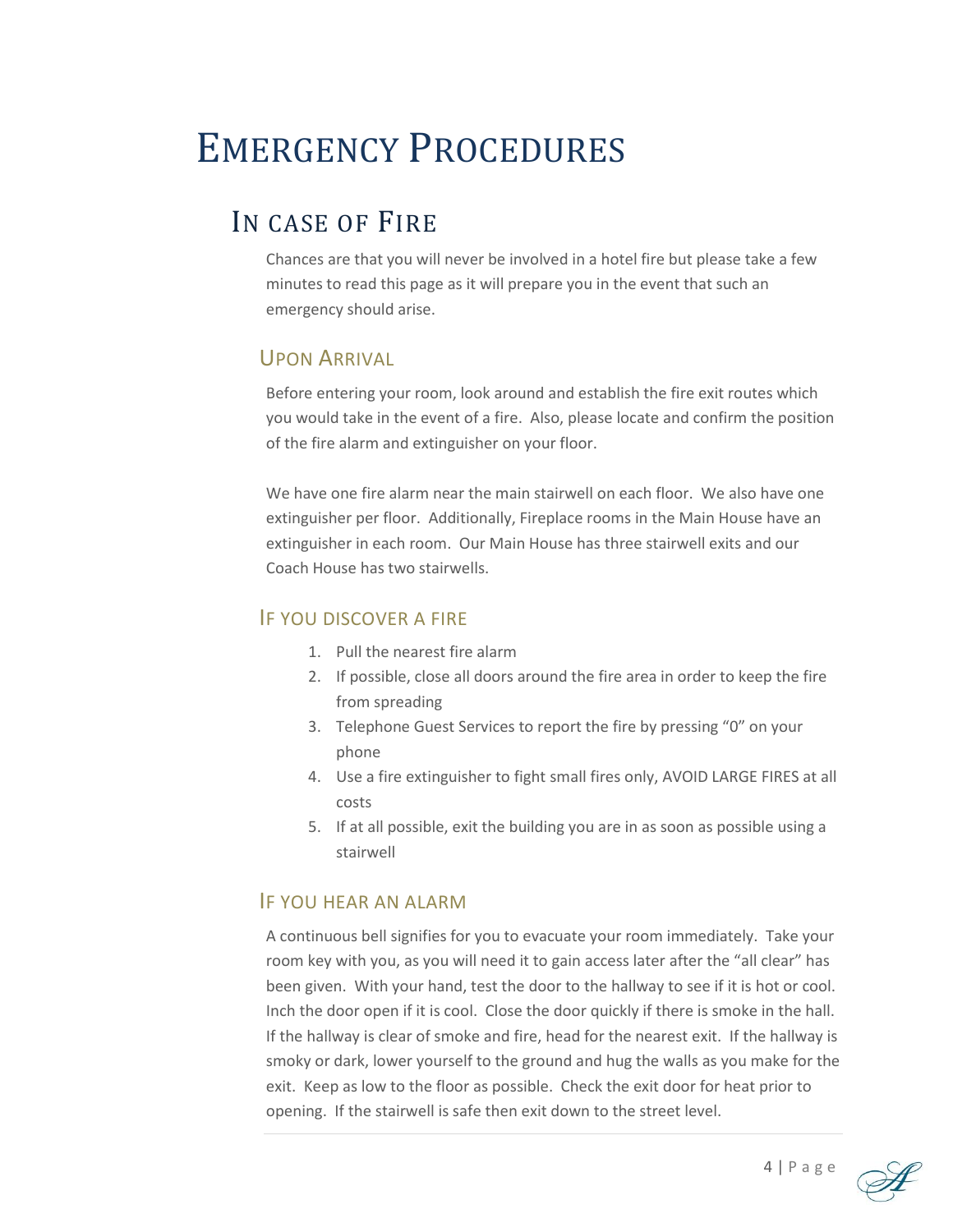# Emergency Procedures

## In case of Fire

Chances are that you will never be involved in a hotel fire but please take a few minutes to read this page as it will prepare you in the event that such an emergency should arise.

### Upon Arrival

Before entering your room, look around and establish the fire exit routes which you would take in the event of a fire. Also, please locate and confirm the position of the fire alarm and extinguisher on your floor.

We have one fire alarm near the main stairwell on each floor. We also have one extinguisher per floor. Additionally, Fireplace rooms in the Main House have an extinguisher in each room. Our Main House has three stairwell exits and our Coach House has two stairwells.

### If you discover a fire

1. Pull the nearest fire alarm
2. If possible, close all doors around the fire area in order to keep the fire from spreading
3. Telephone Guest Services to report the fire by pressing "0" on your phone
4. Use a fire extinguisher to fight small fires only, AVOID LARGE FIRES at all costs
5. If at all possible, exit the building you are in as soon as possible using a stairwell

### If you hear an alarm

A continuous bell signifies for you to evacuate your room immediately. Take your room key with you, as you will need it to gain access later after the "all clear" has been given. With your hand, test the door to the hallway to see if it is hot or cool. Inch the door open if it is cool. Close the door quickly if there is smoke in the hall. If the hallway is clear of smoke and fire, head for the nearest exit. If the hallway is smoky or dark, lower yourself to the ground and hug the walls as you make for the exit. Keep as low to the floor as possible. Check the exit door for heat prior to opening. If the stairwell is safe then exit down to the street level.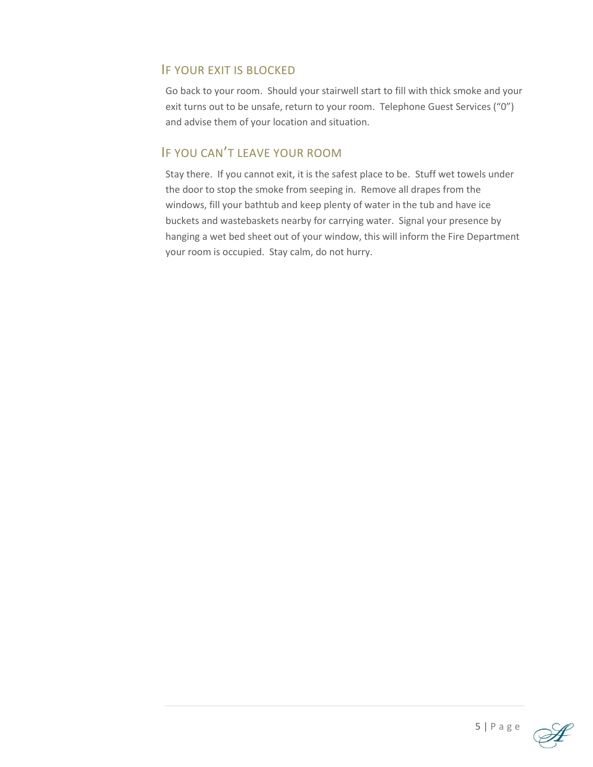## IF YOUR EXIT IS BLOCKED

Go back to your room. Should your stairwell start to fill with thick smoke and your exit turns out to be unsafe, return to your room. Telephone Guest Services ("0") and advise them of your location and situation.

## IF YOU CAN'T LEAVE YOUR ROOM

Stay there. If you cannot exit, it is the safest place to be. Stuff wet towels under the door to stop the smoke from seeping in. Remove all drapes from the windows, fill your bathtub and keep plenty of water in the tub and have ice buckets and wastebaskets nearby for carrying water. Signal your presence by hanging a wet bed sheet out of your window, this will inform the Fire Department your room is occupied. Stay calm, do not hurry.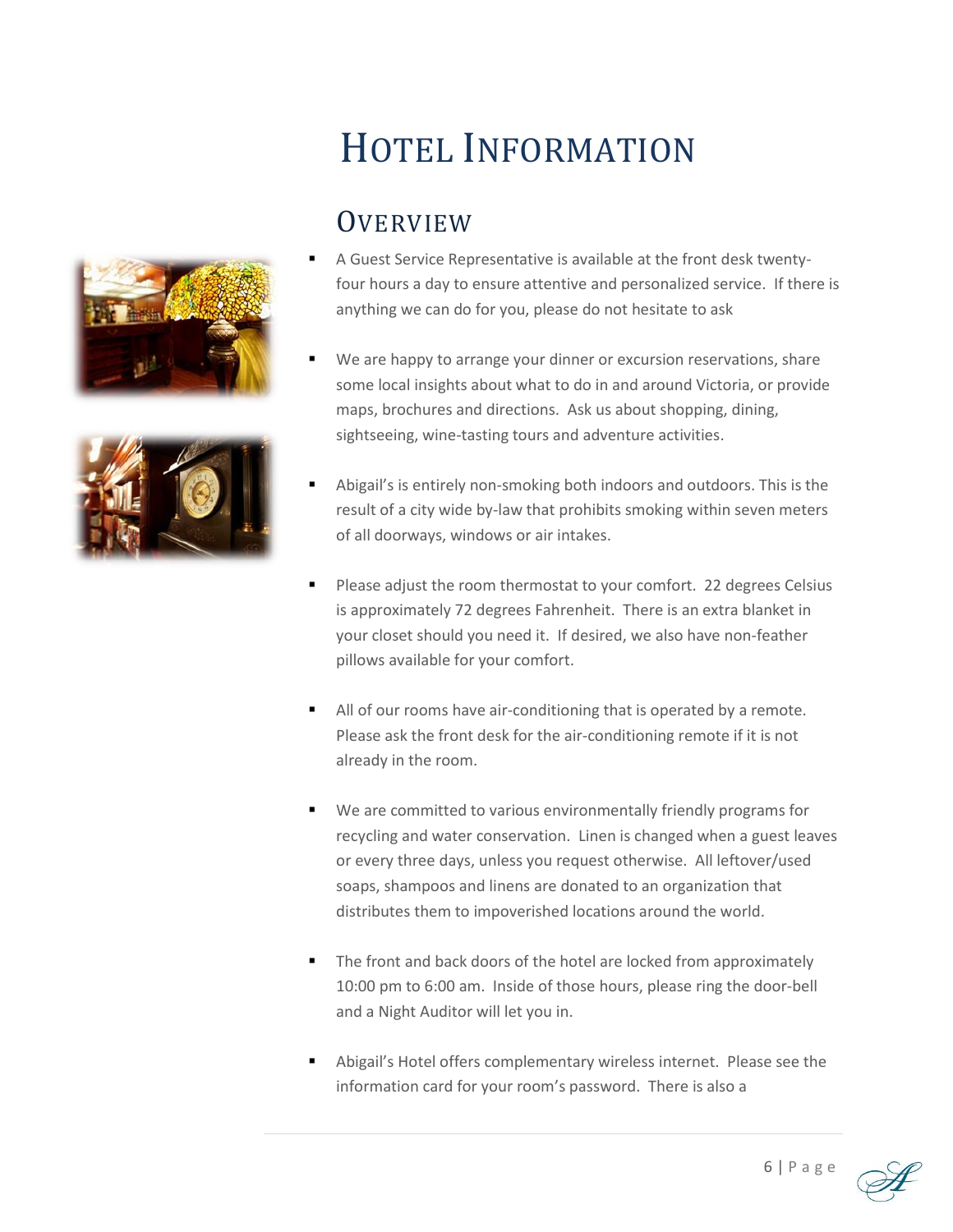# Hotel Information

## Overview

- A Guest Service Representative is available at the front desk twenty-four hours a day to ensure attentive and personalized service. If there is anything we can do for you, please do not hesitate to ask

- We are happy to arrange your dinner or excursion reservations, share some local insights about what to do in and around Victoria, or provide maps, brochures and directions. Ask us about shopping, dining, sightseeing, wine-tasting tours and adventure activities.

- Abigail's is entirely non-smoking both indoors and outdoors. This is the result of a city wide by-law that prohibits smoking within seven meters of all doorways, windows or air intakes.

- Please adjust the room thermostat to your comfort. 22 degrees Celsius is approximately 72 degrees Fahrenheit. There is an extra blanket in your closet should you need it. If desired, we also have non-feather pillows available for your comfort.

- All of our rooms have air-conditioning that is operated by a remote. Please ask the front desk for the air-conditioning remote if it is not already in the room.

- We are committed to various environmentally friendly programs for recycling and water conservation. Linen is changed when a guest leaves or every three days, unless you request otherwise. All leftover/used soaps, shampoos and linens are donated to an organization that distributes them to impoverished locations around the world.

- The front and back doors of the hotel are locked from approximately 10:00 pm to 6:00 am. Inside of those hours, please ring the door-bell and a Night Auditor will let you in.

- Abigail's Hotel offers complementary wireless internet. Please see the information card for your room's password. There is also a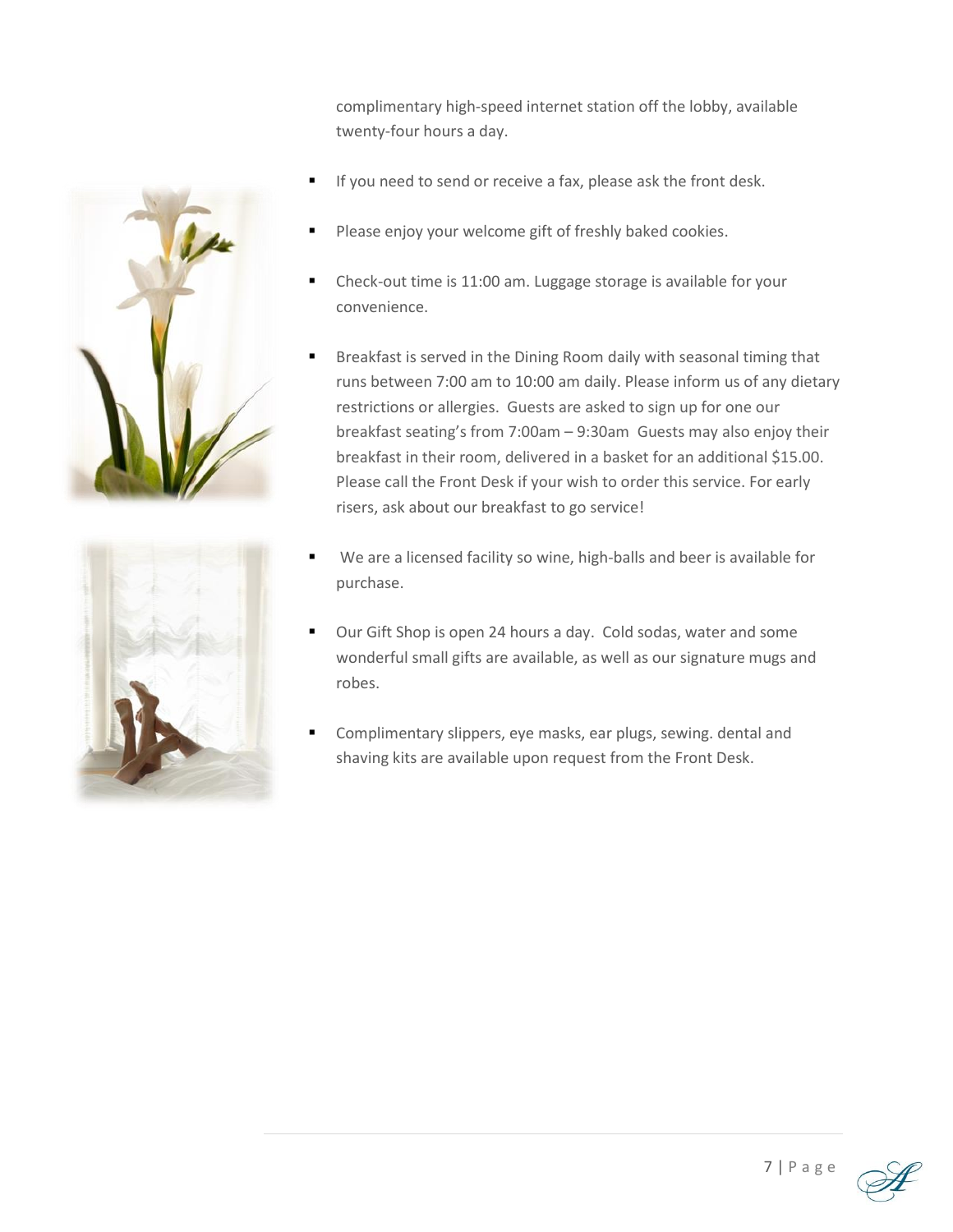complimentary high-speed internet station off the lobby, available twenty-four hours a day.

- If you need to send or receive a fax, please ask the front desk.

- Please enjoy your welcome gift of freshly baked cookies.

- Check-out time is 11:00 am. Luggage storage is available for your convenience.

- Breakfast is served in the Dining Room daily with seasonal timing that runs between 7:00 am to 10:00 am daily. Please inform us of any dietary restrictions or allergies. Guests are asked to sign up for one our breakfast seating's from 7:00am – 9:30am Guests may also enjoy their breakfast in their room, delivered in a basket for an additional $15.00. Please call the Front Desk if your wish to order this service. For early risers, ask about our breakfast to go service!

- We are a licensed facility so wine, high-balls and beer is available for purchase.

- Our Gift Shop is open 24 hours a day. Cold sodas, water and some wonderful small gifts are available, as well as our signature mugs and robes.

- Complimentary slippers, eye masks, ear plugs, sewing. dental and shaving kits are available upon request from the Front Desk.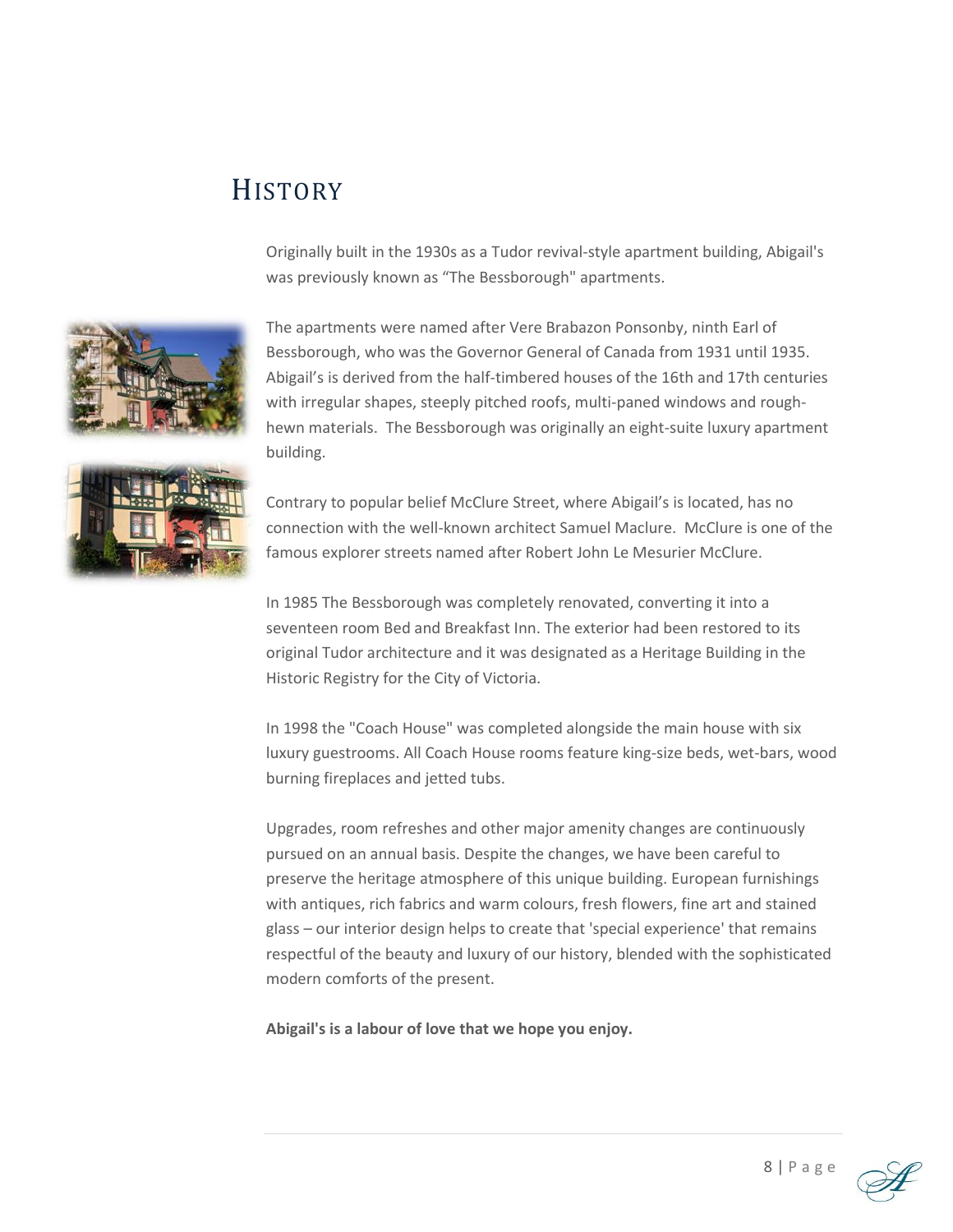# HISTORY

Originally built in the 1930s as a Tudor revival-style apartment building, Abigail's was previously known as "The Bessborough" apartments.

The apartments were named after Vere Brabazon Ponsonby, ninth Earl of Bessborough, who was the Governor General of Canada from 1931 until 1935. Abigail's is derived from the half-timbered houses of the 16th and 17th centuries with irregular shapes, steeply pitched roofs, multi-paned windows and rough-hewn materials. The Bessborough was originally an eight-suite luxury apartment building.

Contrary to popular belief McClure Street, where Abigail's is located, has no connection with the well-known architect Samuel Maclure. McClure is one of the famous explorer streets named after Robert John Le Mesurier McClure.

In 1985 The Bessborough was completely renovated, converting it into a seventeen room Bed and Breakfast Inn. The exterior had been restored to its original Tudor architecture and it was designated as a Heritage Building in the Historic Registry for the City of Victoria.

In 1998 the "Coach House" was completed alongside the main house with six luxury guestrooms. All Coach House rooms feature king-size beds, wet-bars, wood burning fireplaces and jetted tubs.

Upgrades, room refreshes and other major amenity changes are continuously pursued on an annual basis. Despite the changes, we have been careful to preserve the heritage atmosphere of this unique building. European furnishings with antiques, rich fabrics and warm colours, fresh flowers, fine art and stained glass – our interior design helps to create that 'special experience' that remains respectful of the beauty and luxury of our history, blended with the sophisticated modern comforts of the present.

**Abigail's is a labour of love that we hope you enjoy.**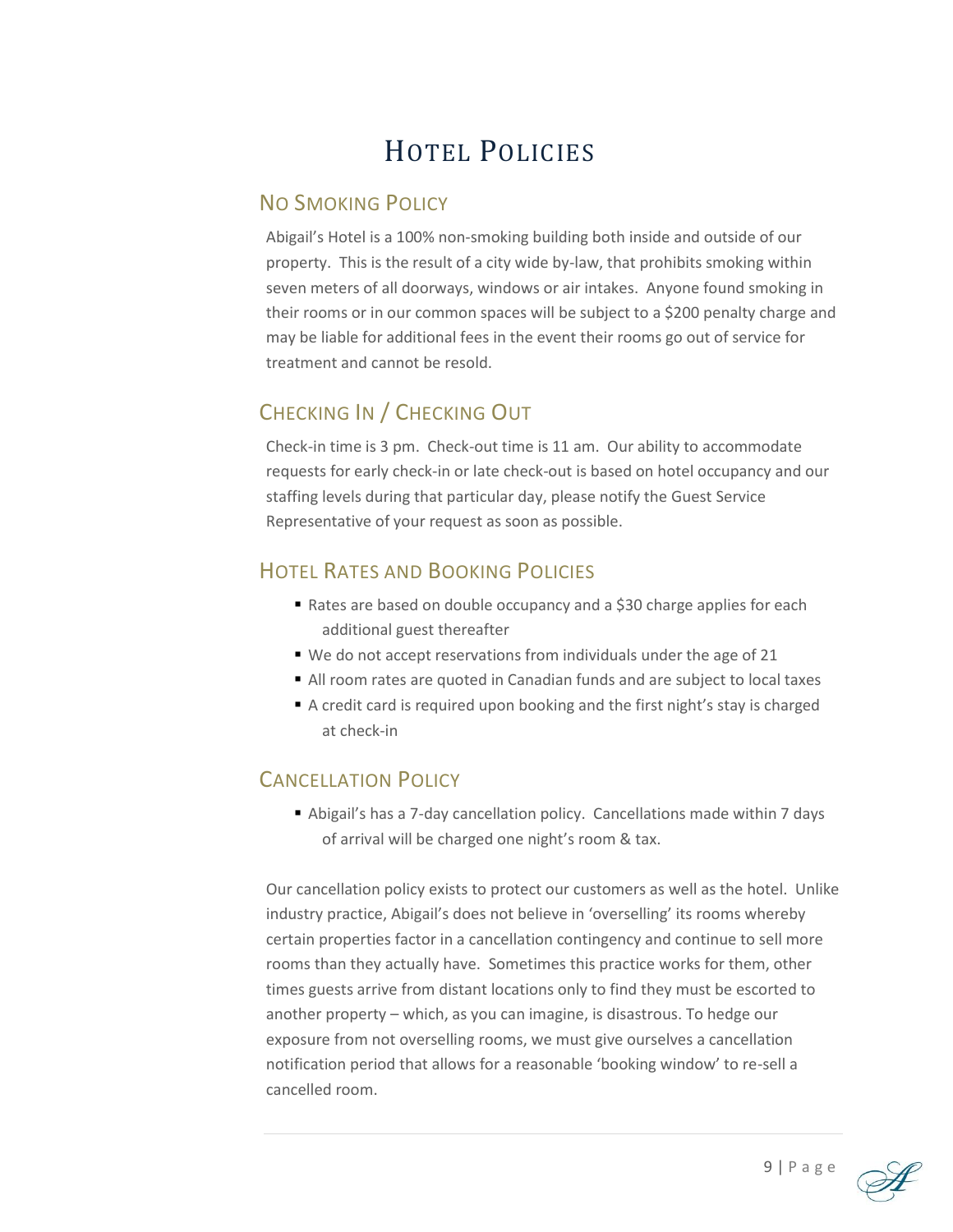# Hotel Policies

## No Smoking Policy

Abigail's Hotel is a 100% non-smoking building both inside and outside of our property. This is the result of a city wide by-law, that prohibits smoking within seven meters of all doorways, windows or air intakes. Anyone found smoking in their rooms or in our common spaces will be subject to a $200 penalty charge and may be liable for additional fees in the event their rooms go out of service for treatment and cannot be resold.

## Checking In / Checking Out

Check-in time is 3 pm. Check-out time is 11 am. Our ability to accommodate requests for early check-in or late check-out is based on hotel occupancy and our staffing levels during that particular day, please notify the Guest Service Representative of your request as soon as possible.

## Hotel Rates and Booking Policies

- Rates are based on double occupancy and a $30 charge applies for each additional guest thereafter
- We do not accept reservations from individuals under the age of 21
- All room rates are quoted in Canadian funds and are subject to local taxes
- A credit card is required upon booking and the first night's stay is charged at check-in

## Cancellation Policy

- Abigail's has a 7-day cancellation policy. Cancellations made within 7 days of arrival will be charged one night's room & tax.

Our cancellation policy exists to protect our customers as well as the hotel. Unlike industry practice, Abigail's does not believe in 'overselling' its rooms whereby certain properties factor in a cancellation contingency and continue to sell more rooms than they actually have. Sometimes this practice works for them, other times guests arrive from distant locations only to find they must be escorted to another property – which, as you can imagine, is disastrous. To hedge our exposure from not overselling rooms, we must give ourselves a cancellation notification period that allows for a reasonable 'booking window' to re-sell a cancelled room.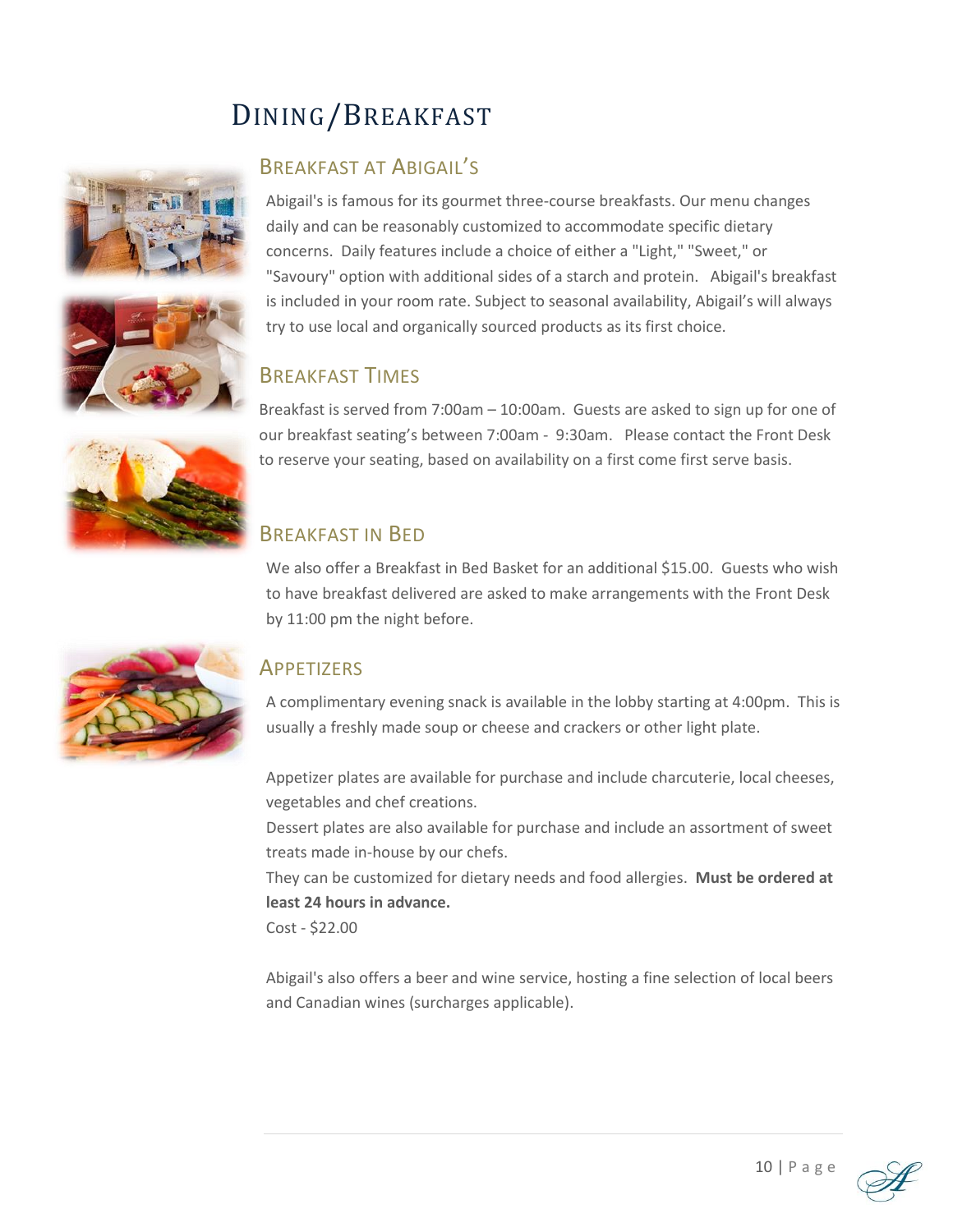# Dining/Breakfast

## Breakfast at Abigail's

Abigail's is famous for its gourmet three-course breakfasts. Our menu changes daily and can be reasonably customized to accommodate specific dietary concerns. Daily features include a choice of either a "Light," "Sweet," or "Savoury" option with additional sides of a starch and protein. Abigail's breakfast is included in your room rate. Subject to seasonal availability, Abigail's will always try to use local and organically sourced products as its first choice.

## Breakfast Times

Breakfast is served from 7:00am – 10:00am. Guests are asked to sign up for one of our breakfast seating's between 7:00am - 9:30am. Please contact the Front Desk to reserve your seating, based on availability on a first come first serve basis.

## Breakfast in Bed

We also offer a Breakfast in Bed Basket for an additional $15.00. Guests who wish to have breakfast delivered are asked to make arrangements with the Front Desk by 11:00 pm the night before.

## Appetizers

A complimentary evening snack is available in the lobby starting at 4:00pm. This is usually a freshly made soup or cheese and crackers or other light plate.

Appetizer plates are available for purchase and include charcuterie, local cheeses, vegetables and chef creations.
Dessert plates are also available for purchase and include an assortment of sweet treats made in-house by our chefs.
They can be customized for dietary needs and food allergies. **Must be ordered at least 24 hours in advance.**
Cost - $22.00

Abigail's also offers a beer and wine service, hosting a fine selection of local beers and Canadian wines (surcharges applicable).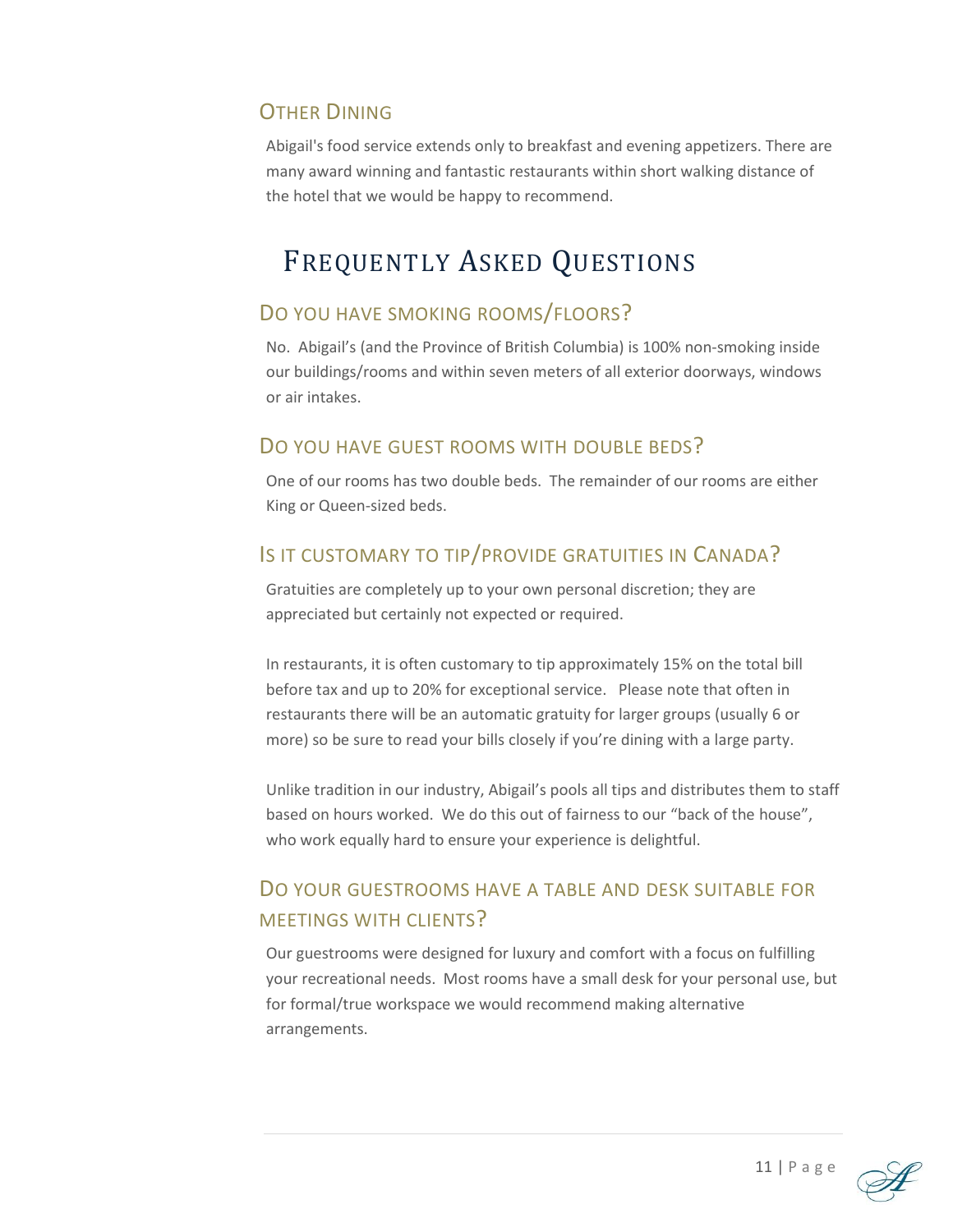## Other Dining

Abigail's food service extends only to breakfast and evening appetizers. There are many award winning and fantastic restaurants within short walking distance of the hotel that we would be happy to recommend.

# Frequently Asked Questions

## Do you have smoking rooms/floors?

No. Abigail's (and the Province of British Columbia) is 100% non-smoking inside our buildings/rooms and within seven meters of all exterior doorways, windows or air intakes.

## Do you have guest rooms with double beds?

One of our rooms has two double beds. The remainder of our rooms are either King or Queen-sized beds.

## Is it customary to tip/provide gratuities in Canada?

Gratuities are completely up to your own personal discretion; they are appreciated but certainly not expected or required.

In restaurants, it is often customary to tip approximately 15% on the total bill before tax and up to 20% for exceptional service. Please note that often in restaurants there will be an automatic gratuity for larger groups (usually 6 or more) so be sure to read your bills closely if you're dining with a large party.

Unlike tradition in our industry, Abigail's pools all tips and distributes them to staff based on hours worked. We do this out of fairness to our "back of the house", who work equally hard to ensure your experience is delightful.

## Do your guestrooms have a table and desk suitable for meetings with clients?

Our guestrooms were designed for luxury and comfort with a focus on fulfilling your recreational needs. Most rooms have a small desk for your personal use, but for formal/true workspace we would recommend making alternative arrangements.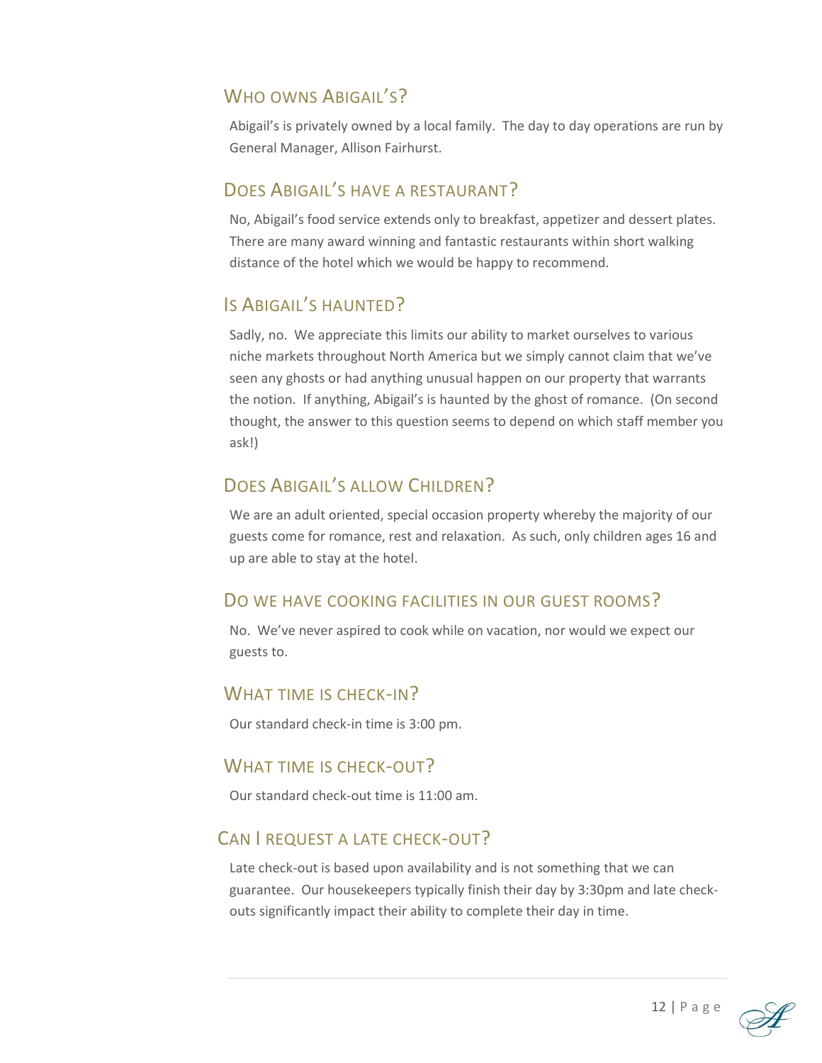## Who owns Abigail's?

Abigail's is privately owned by a local family. The day to day operations are run by General Manager, Allison Fairhurst.

## Does Abigail's have a restaurant?

No, Abigail's food service extends only to breakfast, appetizer and dessert plates. There are many award winning and fantastic restaurants within short walking distance of the hotel which we would be happy to recommend.

## Is Abigail's haunted?

Sadly, no. We appreciate this limits our ability to market ourselves to various niche markets throughout North America but we simply cannot claim that we've seen any ghosts or had anything unusual happen on our property that warrants the notion. If anything, Abigail's is haunted by the ghost of romance. (On second thought, the answer to this question seems to depend on which staff member you ask!)

## Does Abigail's allow Children?

We are an adult oriented, special occasion property whereby the majority of our guests come for romance, rest and relaxation. As such, only children ages 16 and up are able to stay at the hotel.

## Do we have cooking facilities in our guest rooms?

No. We've never aspired to cook while on vacation, nor would we expect our guests to.

## What time is check-in?

Our standard check-in time is 3:00 pm.

## What time is check-out?

Our standard check-out time is 11:00 am.

## Can I request a late check-out?

Late check-out is based upon availability and is not something that we can guarantee. Our housekeepers typically finish their day by 3:30pm and late check-outs significantly impact their ability to complete their day in time.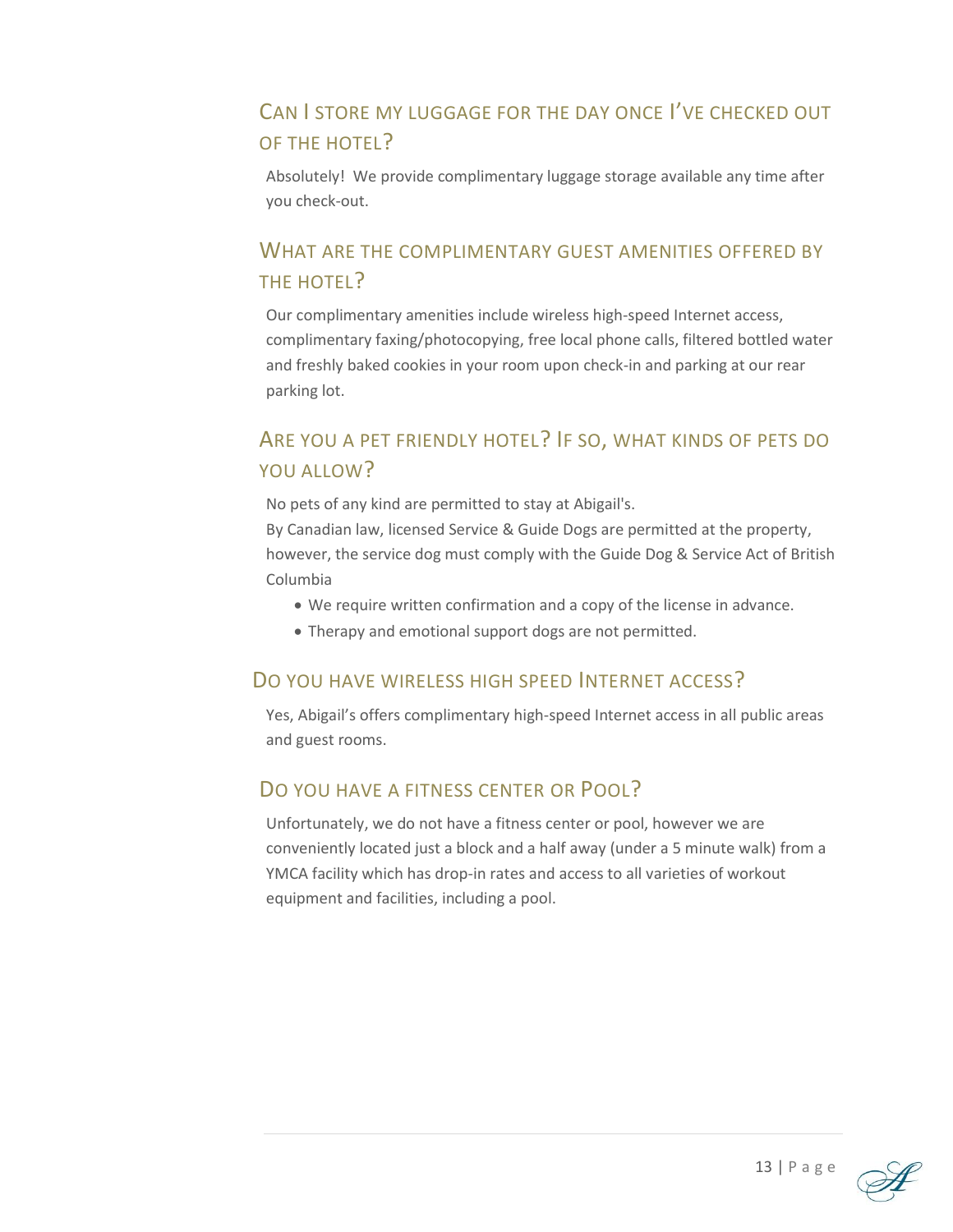## Can I store my luggage for the day once I've checked out of the hotel?

Absolutely! We provide complimentary luggage storage available any time after you check-out.

## What are the complimentary guest amenities offered by the hotel?

Our complimentary amenities include wireless high-speed Internet access, complimentary faxing/photocopying, free local phone calls, filtered bottled water and freshly baked cookies in your room upon check-in and parking at our rear parking lot.

## Are you a pet friendly hotel? If so, what kinds of pets do you allow?

No pets of any kind are permitted to stay at Abigail's.
By Canadian law, licensed Service & Guide Dogs are permitted at the property, however, the service dog must comply with the Guide Dog & Service Act of British Columbia

- We require written confirmation and a copy of the license in advance.
- Therapy and emotional support dogs are not permitted.

## Do you have wireless high speed Internet access?

Yes, Abigail's offers complimentary high-speed Internet access in all public areas and guest rooms.

## Do you have a fitness center or Pool?

Unfortunately, we do not have a fitness center or pool, however we are conveniently located just a block and a half away (under a 5 minute walk) from a YMCA facility which has drop-in rates and access to all varieties of workout equipment and facilities, including a pool.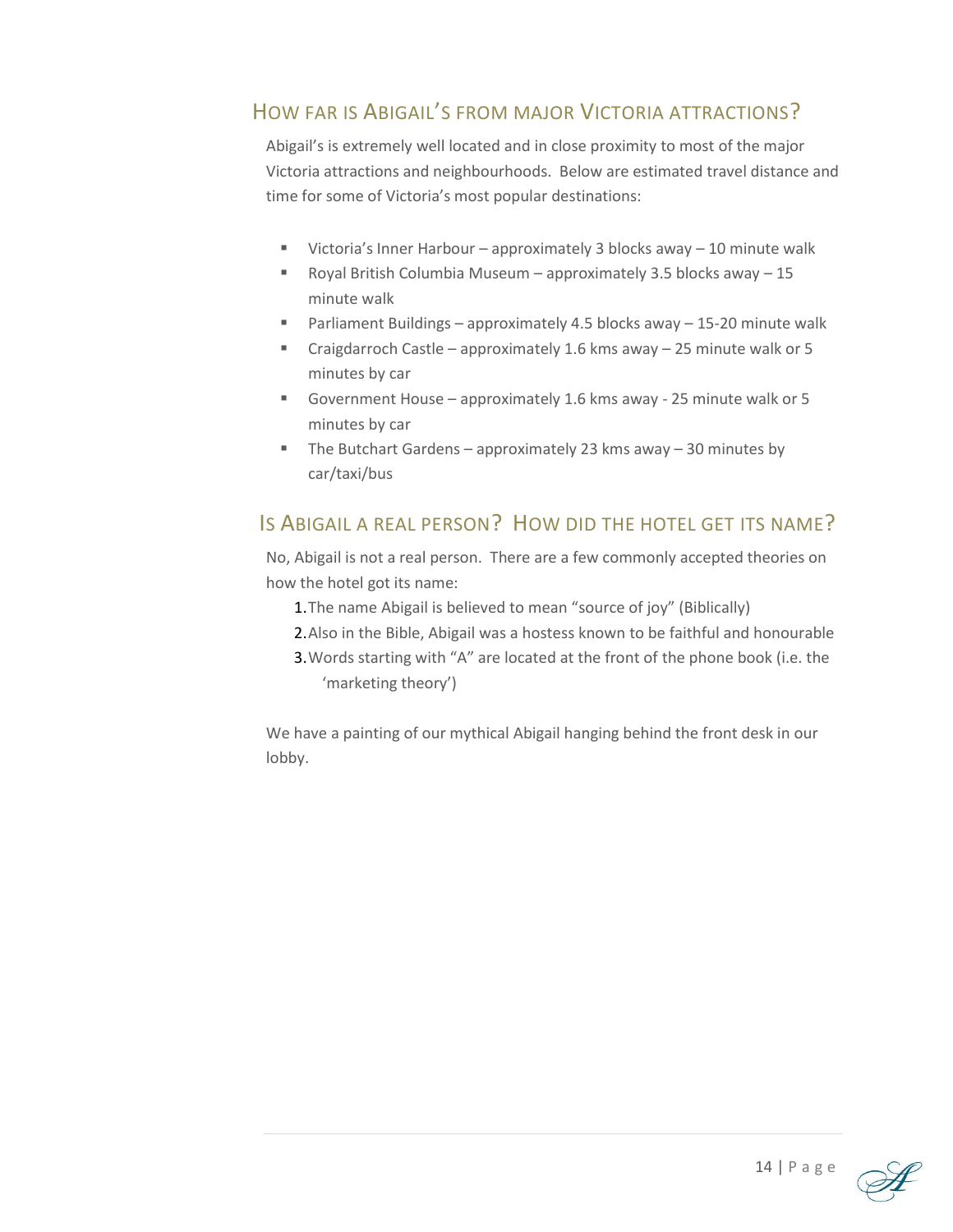## How far is Abigail's from major Victoria attractions?

Abigail's is extremely well located and in close proximity to most of the major Victoria attractions and neighbourhoods. Below are estimated travel distance and time for some of Victoria's most popular destinations:

- Victoria's Inner Harbour – approximately 3 blocks away – 10 minute walk
- Royal British Columbia Museum – approximately 3.5 blocks away – 15 minute walk
- Parliament Buildings – approximately 4.5 blocks away – 15-20 minute walk
- Craigdarroch Castle – approximately 1.6 kms away – 25 minute walk or 5 minutes by car
- Government House – approximately 1.6 kms away - 25 minute walk or 5 minutes by car
- The Butchart Gardens – approximately 23 kms away – 30 minutes by car/taxi/bus

## Is Abigail a real person? How did the hotel get its name?

No, Abigail is not a real person. There are a few commonly accepted theories on how the hotel got its name:

1. The name Abigail is believed to mean "source of joy" (Biblically)
2. Also in the Bible, Abigail was a hostess known to be faithful and honourable
3. Words starting with "A" are located at the front of the phone book (i.e. the 'marketing theory')

We have a painting of our mythical Abigail hanging behind the front desk in our lobby.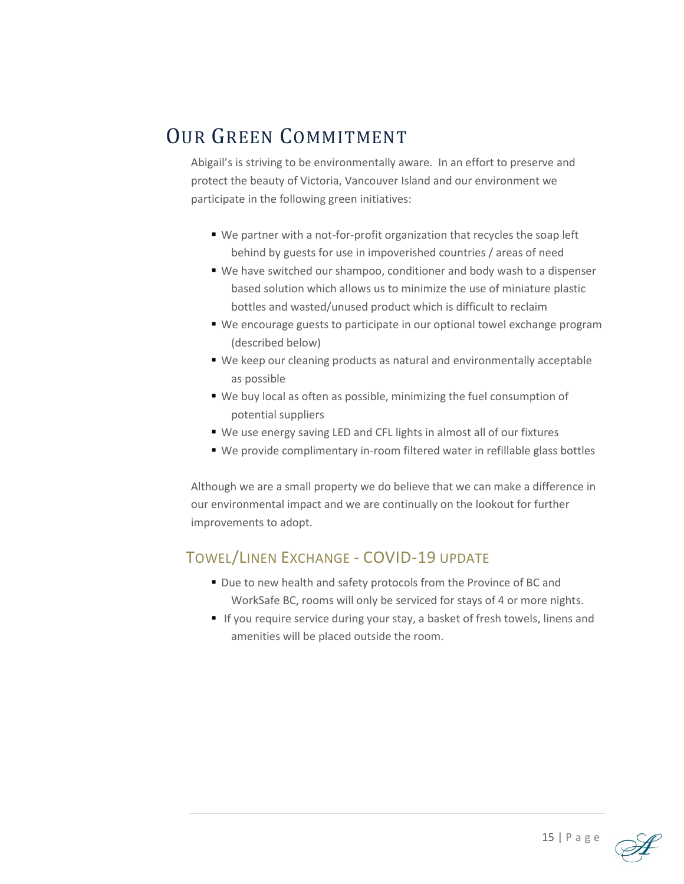# Our Green Commitment

Abigail's is striving to be environmentally aware. In an effort to preserve and protect the beauty of Victoria, Vancouver Island and our environment we participate in the following green initiatives:

- We partner with a not-for-profit organization that recycles the soap left behind by guests for use in impoverished countries / areas of need
- We have switched our shampoo, conditioner and body wash to a dispenser based solution which allows us to minimize the use of miniature plastic bottles and wasted/unused product which is difficult to reclaim
- We encourage guests to participate in our optional towel exchange program (described below)
- We keep our cleaning products as natural and environmentally acceptable as possible
- We buy local as often as possible, minimizing the fuel consumption of potential suppliers
- We use energy saving LED and CFL lights in almost all of our fixtures
- We provide complimentary in-room filtered water in refillable glass bottles

Although we are a small property we do believe that we can make a difference in our environmental impact and we are continually on the lookout for further improvements to adopt.

## Towel/Linen Exchange - COVID-19 Update

- Due to new health and safety protocols from the Province of BC and WorkSafe BC, rooms will only be serviced for stays of 4 or more nights.
- If you require service during your stay, a basket of fresh towels, linens and amenities will be placed outside the room.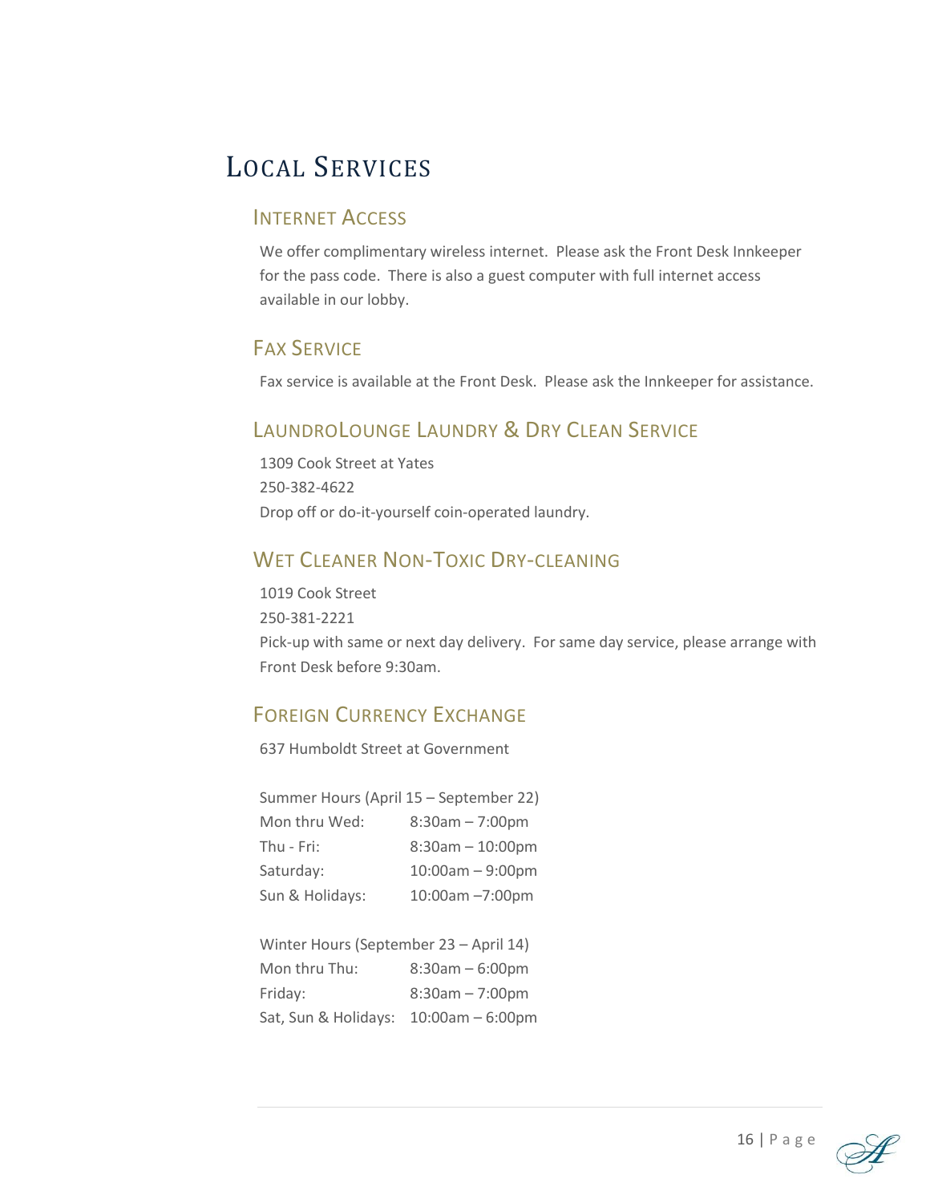# Local Services

## Internet Access

We offer complimentary wireless internet. Please ask the Front Desk Innkeeper for the pass code. There is also a guest computer with full internet access available in our lobby.

## Fax Service

Fax service is available at the Front Desk. Please ask the Innkeeper for assistance.

## LaundroLounge Laundry & Dry Clean Service

1309 Cook Street at Yates

250-382-4622

Drop off or do-it-yourself coin-operated laundry.

## Wet Cleaner Non-Toxic Dry-cleaning

1019 Cook Street

250-381-2221

Pick-up with same or next day delivery. For same day service, please arrange with Front Desk before 9:30am.

## Foreign Currency Exchange

637 Humboldt Street at Government

Summer Hours (April 15 – September 22)

| | |
|---|---|
| Mon thru Wed: | 8:30am – 7:00pm |
| Thu - Fri: | 8:30am – 10:00pm |
| Saturday: | 10:00am – 9:00pm |
| Sun & Holidays: | 10:00am –7:00pm |

Winter Hours (September 23 – April 14)

| | |
|---|---|
| Mon thru Thu: | 8:30am – 6:00pm |
| Friday: | 8:30am – 7:00pm |
| Sat, Sun & Holidays: | 10:00am – 6:00pm |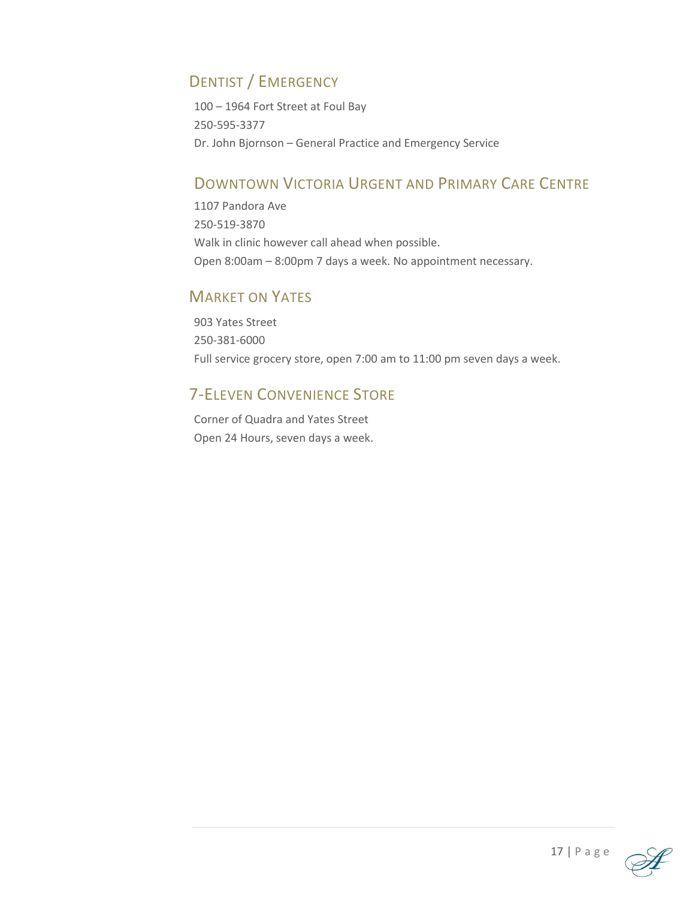## Dentist / Emergency

100 – 1964 Fort Street at Foul Bay

250-595-3377

Dr. John Bjornson – General Practice and Emergency Service

## Downtown Victoria Urgent and Primary Care Centre

1107 Pandora Ave

250-519-3870

Walk in clinic however call ahead when possible.

Open 8:00am – 8:00pm 7 days a week. No appointment necessary.

## Market on Yates

903 Yates Street

250-381-6000

Full service grocery store, open 7:00 am to 11:00 pm seven days a week.

## 7-Eleven Convenience Store

Corner of Quadra and Yates Street

Open 24 Hours, seven days a week.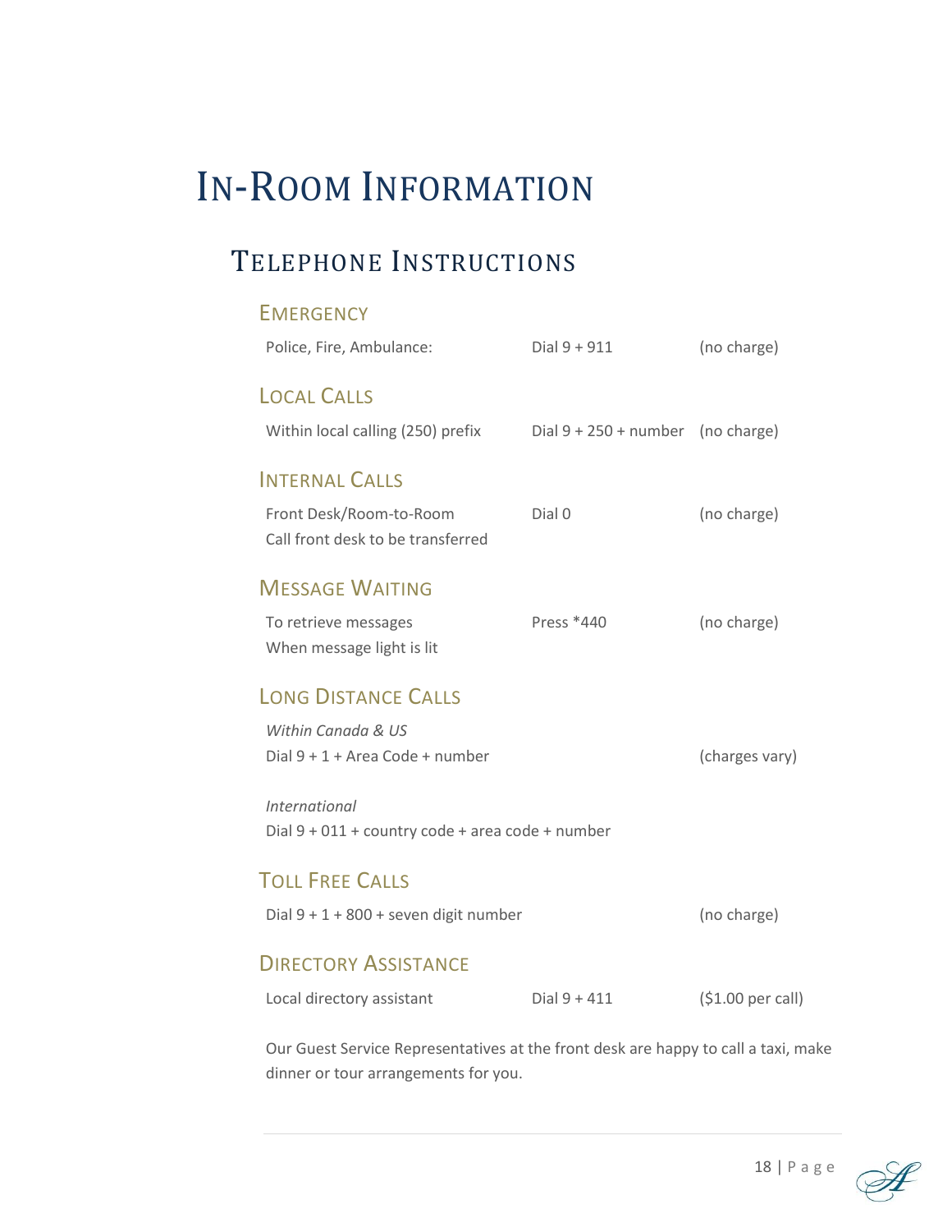# In-Room Information

## Telephone Instructions

### Emergency

| | | |
|---|---|---|
| Police, Fire, Ambulance: | Dial 9 + 911 | (no charge) |

### Local Calls

| | | |
|---|---|---|
| Within local calling (250) prefix | Dial 9 + 250 + number | (no charge) |

### Internal Calls

| | | |
|---|---|---|
| Front Desk/Room-to-Room<br>Call front desk to be transferred | Dial 0 | (no charge) |

### Message Waiting

| | | |
|---|---|---|
| To retrieve messages<br>When message light is lit | Press *440 | (no charge) |

### Long Distance Calls

*Within Canada & US*

Dial 9 + 1 + Area Code + number (charges vary)

*International*

Dial 9 + 011 + country code + area code + number

### Toll Free Calls

Dial 9 + 1 + 800 + seven digit number (no charge)

### Directory Assistance

| | | |
|---|---|---|
| Local directory assistant | Dial 9 + 411 | ($1.00 per call) |

Our Guest Service Representatives at the front desk are happy to call a taxi, make dinner or tour arrangements for you.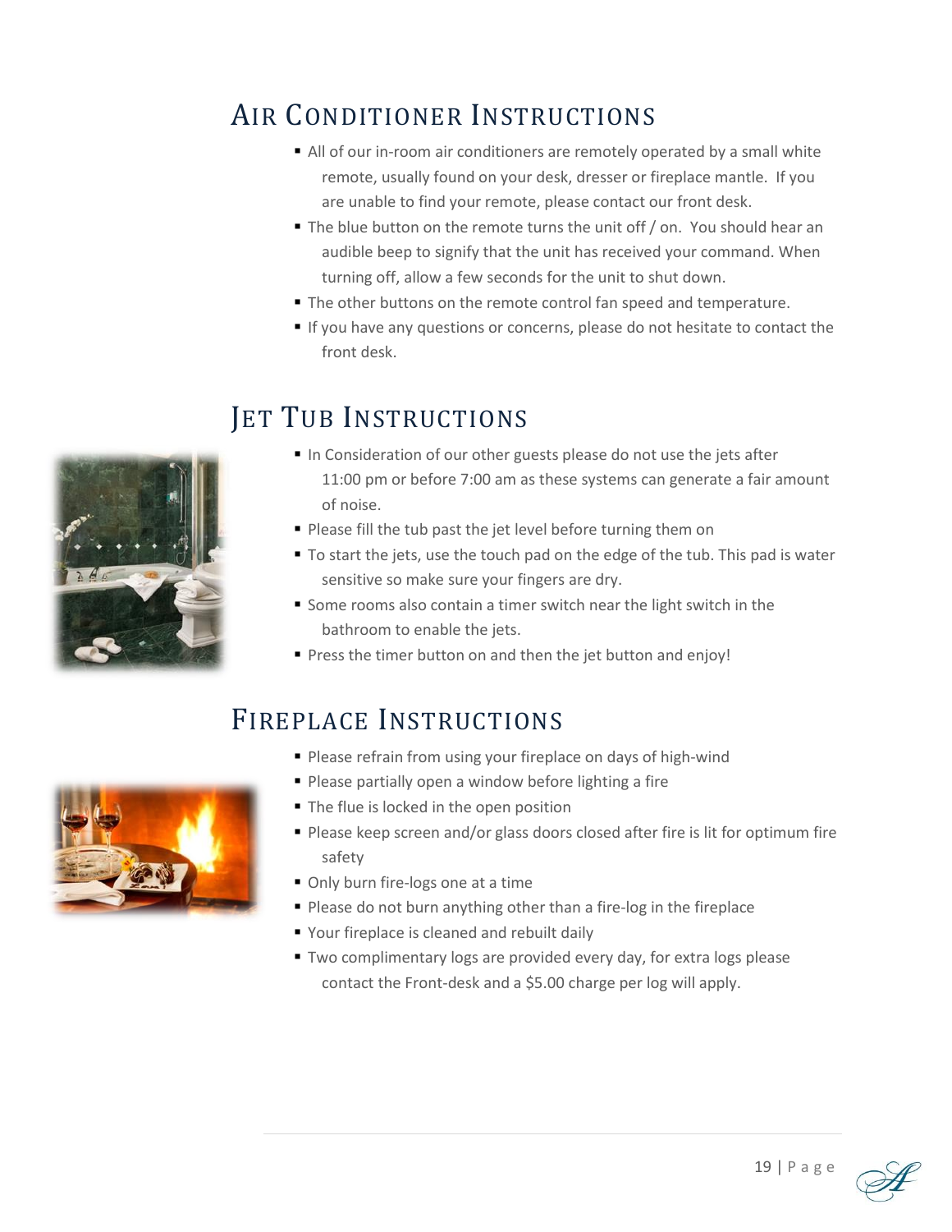## Air Conditioner Instructions

- All of our in-room air conditioners are remotely operated by a small white remote, usually found on your desk, dresser or fireplace mantle. If you are unable to find your remote, please contact our front desk.
- The blue button on the remote turns the unit off / on. You should hear an audible beep to signify that the unit has received your command. When turning off, allow a few seconds for the unit to shut down.
- The other buttons on the remote control fan speed and temperature.
- If you have any questions or concerns, please do not hesitate to contact the front desk.

## Jet Tub Instructions

- In Consideration of our other guests please do not use the jets after 11:00 pm or before 7:00 am as these systems can generate a fair amount of noise.
- Please fill the tub past the jet level before turning them on
- To start the jets, use the touch pad on the edge of the tub. This pad is water sensitive so make sure your fingers are dry.
- Some rooms also contain a timer switch near the light switch in the bathroom to enable the jets.
- Press the timer button on and then the jet button and enjoy!

## Fireplace Instructions

- Please refrain from using your fireplace on days of high-wind
- Please partially open a window before lighting a fire
- The flue is locked in the open position
- Please keep screen and/or glass doors closed after fire is lit for optimum fire safety
- Only burn fire-logs one at a time
- Please do not burn anything other than a fire-log in the fireplace
- Your fireplace is cleaned and rebuilt daily
- Two complimentary logs are provided every day, for extra logs please contact the Front-desk and a $5.00 charge per log will apply.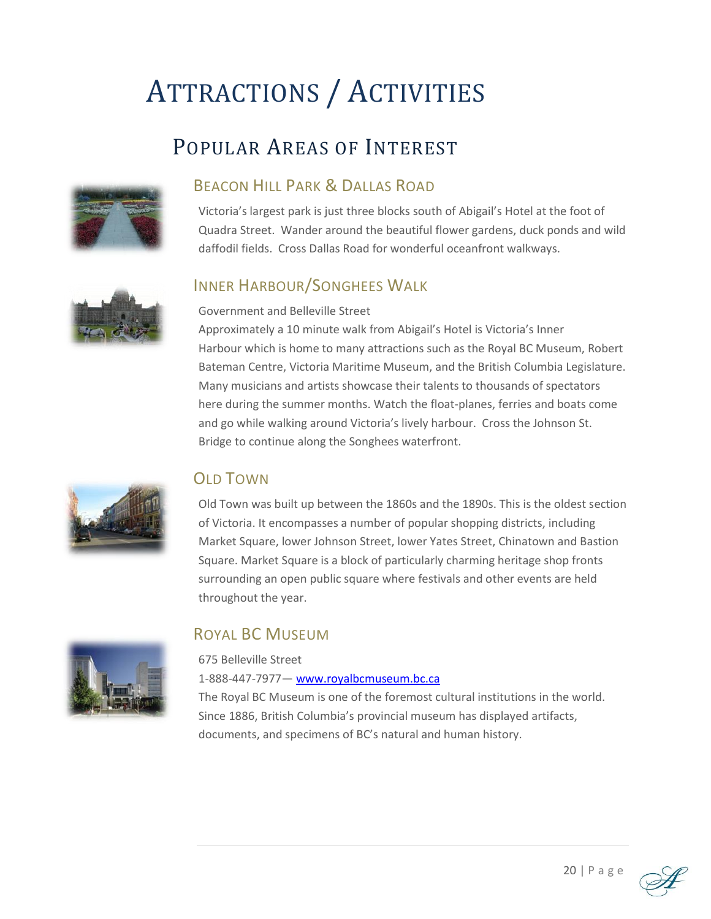# Attractions / Activities

## Popular Areas of Interest

### Beacon Hill Park & Dallas Road

Victoria's largest park is just three blocks south of Abigail's Hotel at the foot of Quadra Street. Wander around the beautiful flower gardens, duck ponds and wild daffodil fields. Cross Dallas Road for wonderful oceanfront walkways.

### Inner Harbour/Songhees Walk

Government and Belleville Street

Approximately a 10 minute walk from Abigail's Hotel is Victoria's Inner Harbour which is home to many attractions such as the Royal BC Museum, Robert Bateman Centre, Victoria Maritime Museum, and the British Columbia Legislature. Many musicians and artists showcase their talents to thousands of spectators here during the summer months. Watch the float-planes, ferries and boats come and go while walking around Victoria's lively harbour. Cross the Johnson St. Bridge to continue along the Songhees waterfront.

### Old Town

Old Town was built up between the 1860s and the 1890s. This is the oldest section of Victoria. It encompasses a number of popular shopping districts, including Market Square, lower Johnson Street, lower Yates Street, Chinatown and Bastion Square. Market Square is a block of particularly charming heritage shop fronts surrounding an open public square where festivals and other events are held throughout the year.

### Royal BC Museum

675 Belleville Street

1-888-447-7977— www.royalbcmuseum.bc.ca

The Royal BC Museum is one of the foremost cultural institutions in the world. Since 1886, British Columbia's provincial museum has displayed artifacts, documents, and specimens of BC's natural and human history.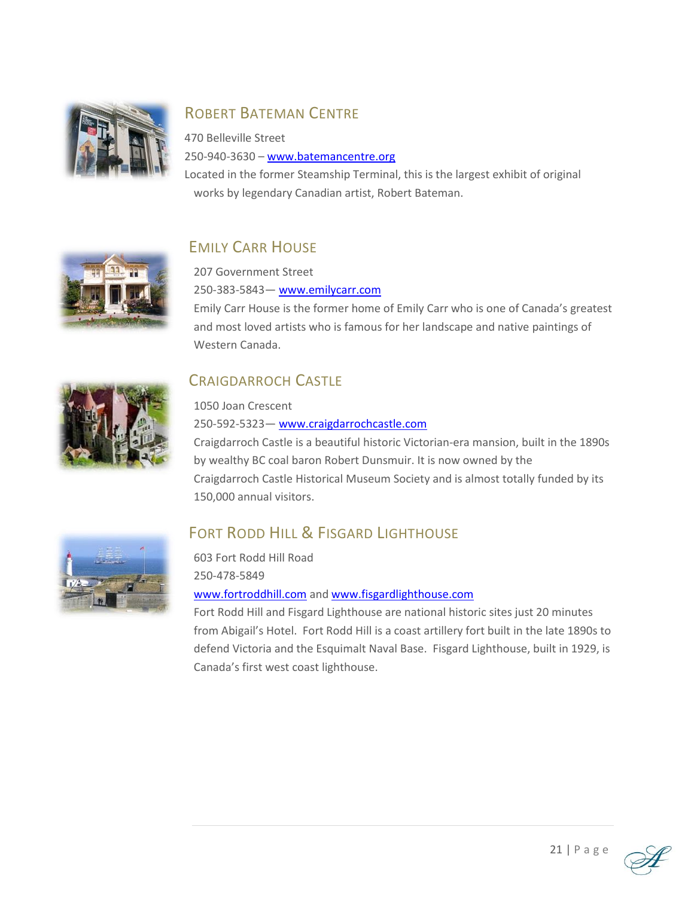## Robert Bateman Centre

470 Belleville Street

250-940-3630 – [www.batemancentre.org](http://www.batemancentre.org)

Located in the former Steamship Terminal, this is the largest exhibit of original works by legendary Canadian artist, Robert Bateman.

## Emily Carr House

207 Government Street

250-383-5843— [www.emilycarr.com](http://www.emilycarr.com)

Emily Carr House is the former home of Emily Carr who is one of Canada's greatest and most loved artists who is famous for her landscape and native paintings of Western Canada.

## Craigdarroch Castle

1050 Joan Crescent

250-592-5323— [www.craigdarrochcastle.com](http://www.craigdarrochcastle.com)

Craigdarroch Castle is a beautiful historic Victorian-era mansion, built in the 1890s by wealthy BC coal baron Robert Dunsmuir. It is now owned by the Craigdarroch Castle Historical Museum Society and is almost totally funded by its 150,000 annual visitors.

## Fort Rodd Hill & Fisgard Lighthouse

603 Fort Rodd Hill Road

250-478-5849

[www.fortroddhill.com](http://www.fortroddhill.com) and [www.fisgardlighthouse.com](http://www.fisgardlighthouse.com)

Fort Rodd Hill and Fisgard Lighthouse are national historic sites just 20 minutes from Abigail's Hotel. Fort Rodd Hill is a coast artillery fort built in the late 1890s to defend Victoria and the Esquimalt Naval Base. Fisgard Lighthouse, built in 1929, is Canada's first west coast lighthouse.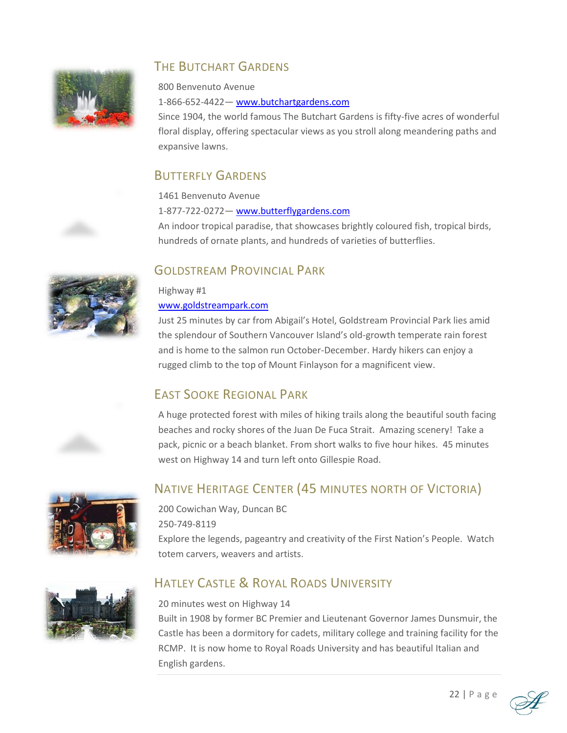## The Butchart Gardens

800 Benvenuto Avenue

1-866-652-4422— www.butchartgardens.com

Since 1904, the world famous The Butchart Gardens is fifty-five acres of wonderful floral display, offering spectacular views as you stroll along meandering paths and expansive lawns.

## Butterfly Gardens

1461 Benvenuto Avenue

1-877-722-0272— www.butterflygardens.com

An indoor tropical paradise, that showcases brightly coloured fish, tropical birds, hundreds of ornate plants, and hundreds of varieties of butterflies.

## Goldstream Provincial Park

Highway #1

www.goldstreampark.com

Just 25 minutes by car from Abigail's Hotel, Goldstream Provincial Park lies amid the splendour of Southern Vancouver Island's old-growth temperate rain forest and is home to the salmon run October-December. Hardy hikers can enjoy a rugged climb to the top of Mount Finlayson for a magnificent view.

## East Sooke Regional Park

A huge protected forest with miles of hiking trails along the beautiful south facing beaches and rocky shores of the Juan De Fuca Strait. Amazing scenery! Take a pack, picnic or a beach blanket. From short walks to five hour hikes. 45 minutes west on Highway 14 and turn left onto Gillespie Road.

## Native Heritage Center (45 minutes north of Victoria)

200 Cowichan Way, Duncan BC

250-749-8119

Explore the legends, pageantry and creativity of the First Nation's People. Watch totem carvers, weavers and artists.

## Hatley Castle & Royal Roads University

20 minutes west on Highway 14

Built in 1908 by former BC Premier and Lieutenant Governor James Dunsmuir, the Castle has been a dormitory for cadets, military college and training facility for the RCMP. It is now home to Royal Roads University and has beautiful Italian and English gardens.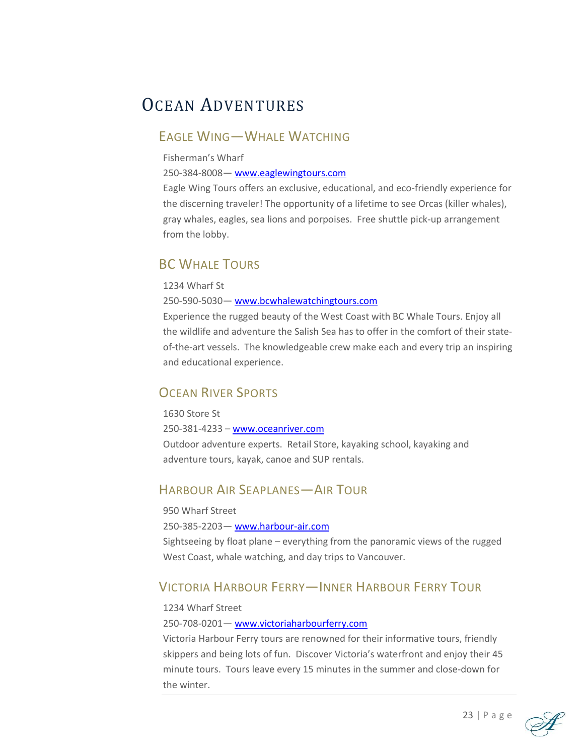# Ocean Adventures

## Eagle Wing—Whale Watching

Fisherman's Wharf

250-384-8008— www.eaglewingtours.com

Eagle Wing Tours offers an exclusive, educational, and eco-friendly experience for the discerning traveler! The opportunity of a lifetime to see Orcas (killer whales), gray whales, eagles, sea lions and porpoises. Free shuttle pick-up arrangement from the lobby.

## BC Whale Tours

1234 Wharf St

250-590-5030— www.bcwhalewatchingtours.com

Experience the rugged beauty of the West Coast with BC Whale Tours. Enjoy all the wildlife and adventure the Salish Sea has to offer in the comfort of their state-of-the-art vessels. The knowledgeable crew make each and every trip an inspiring and educational experience.

## Ocean River Sports

1630 Store St

250-381-4233 – www.oceanriver.com

Outdoor adventure experts. Retail Store, kayaking school, kayaking and adventure tours, kayak, canoe and SUP rentals.

## Harbour Air Seaplanes—Air Tour

950 Wharf Street

250-385-2203— www.harbour-air.com

Sightseeing by float plane – everything from the panoramic views of the rugged West Coast, whale watching, and day trips to Vancouver.

## Victoria Harbour Ferry—Inner Harbour Ferry Tour

1234 Wharf Street

250-708-0201— www.victoriaharbourferry.com

Victoria Harbour Ferry tours are renowned for their informative tours, friendly skippers and being lots of fun. Discover Victoria's waterfront and enjoy their 45 minute tours. Tours leave every 15 minutes in the summer and close-down for the winter.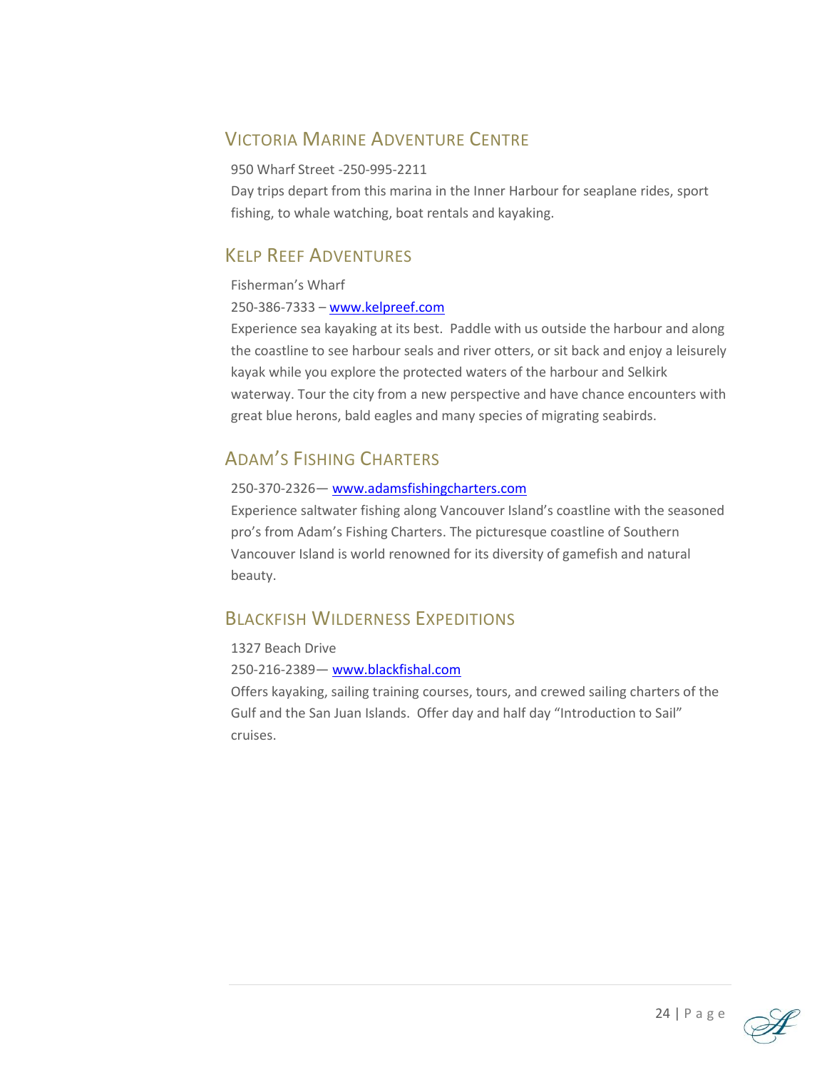## Victoria Marine Adventure Centre

950 Wharf Street -250-995-2211

Day trips depart from this marina in the Inner Harbour for seaplane rides, sport fishing, to whale watching, boat rentals and kayaking.

## Kelp Reef Adventures

Fisherman's Wharf

250-386-7333 – www.kelpreef.com

Experience sea kayaking at its best. Paddle with us outside the harbour and along the coastline to see harbour seals and river otters, or sit back and enjoy a leisurely kayak while you explore the protected waters of the harbour and Selkirk waterway. Tour the city from a new perspective and have chance encounters with great blue herons, bald eagles and many species of migrating seabirds.

## Adam's Fishing Charters

250-370-2326— www.adamsfishingcharters.com

Experience saltwater fishing along Vancouver Island's coastline with the seasoned pro's from Adam's Fishing Charters. The picturesque coastline of Southern Vancouver Island is world renowned for its diversity of gamefish and natural beauty.

## Blackfish Wilderness Expeditions

1327 Beach Drive

250-216-2389— www.blackfishal.com

Offers kayaking, sailing training courses, tours, and crewed sailing charters of the Gulf and the San Juan Islands. Offer day and half day "Introduction to Sail" cruises.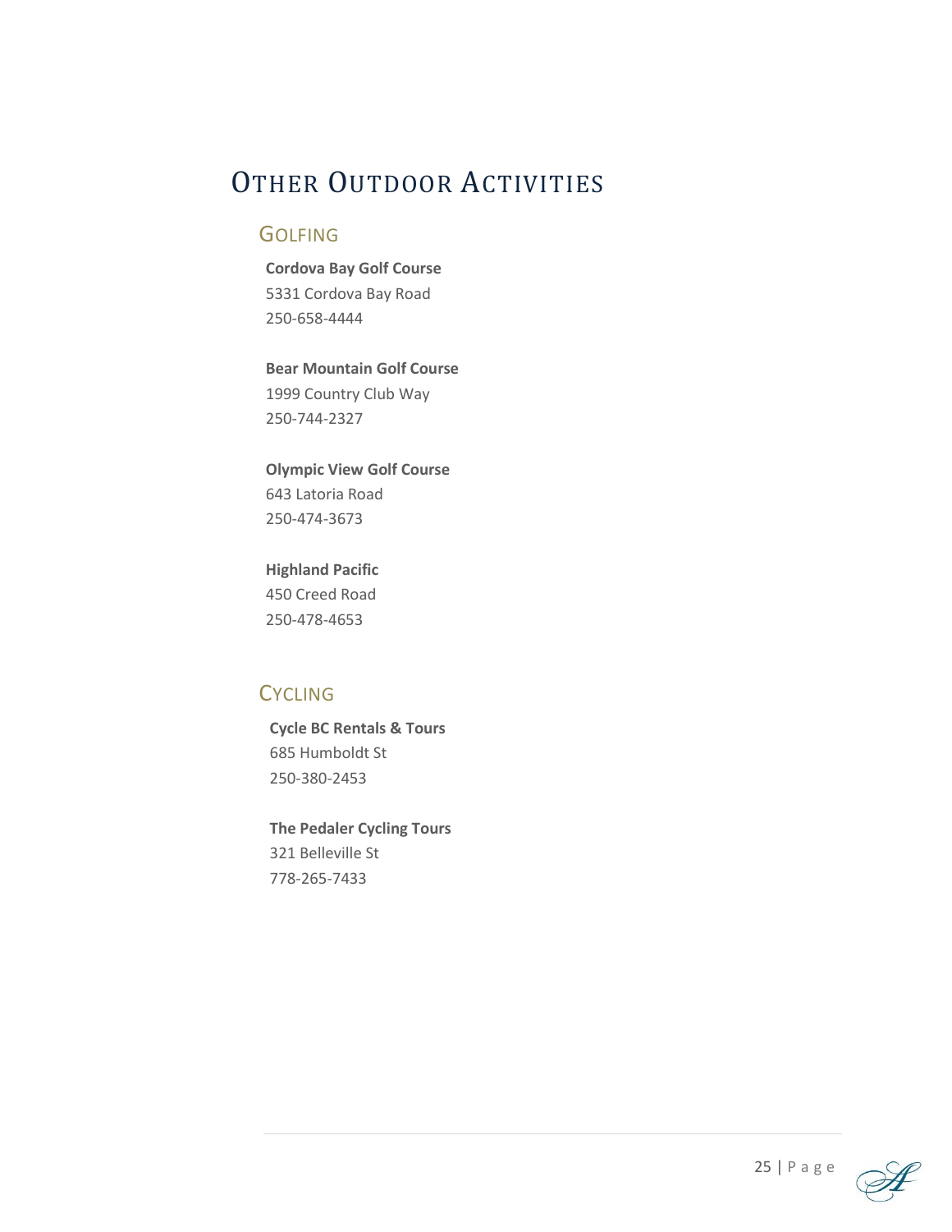# Other Outdoor Activities

## Golfing

**Cordova Bay Golf Course**
5331 Cordova Bay Road
250-658-4444

**Bear Mountain Golf Course**
1999 Country Club Way
250-744-2327

**Olympic View Golf Course**
643 Latoria Road
250-474-3673

**Highland Pacific**
450 Creed Road
250-478-4653

## Cycling

**Cycle BC Rentals & Tours**
685 Humboldt St
250-380-2453

**The Pedaler Cycling Tours**
321 Belleville St
778-265-7433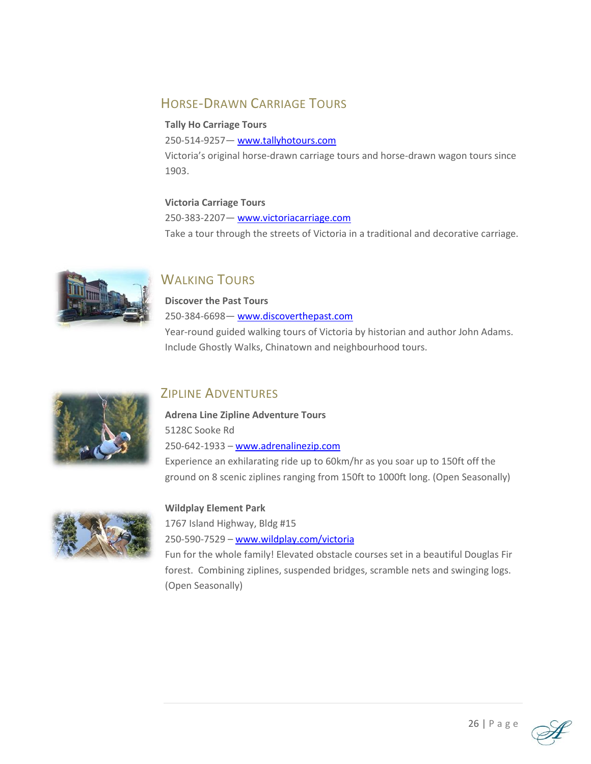## Horse-Drawn Carriage Tours

**Tally Ho Carriage Tours**

250-514-9257— www.tallyhotours.com

Victoria's original horse-drawn carriage tours and horse-drawn wagon tours since 1903.

**Victoria Carriage Tours**

250-383-2207— www.victoriacarriage.com

Take a tour through the streets of Victoria in a traditional and decorative carriage.

## Walking Tours

**Discover the Past Tours**

250-384-6698— www.discoverthepast.com

Year-round guided walking tours of Victoria by historian and author John Adams. Include Ghostly Walks, Chinatown and neighbourhood tours.

## Zipline Adventures

**Adrena Line Zipline Adventure Tours**

5128C Sooke Rd

250-642-1933 – www.adrenalinezip.com

Experience an exhilarating ride up to 60km/hr as you soar up to 150ft off the ground on 8 scenic ziplines ranging from 150ft to 1000ft long. (Open Seasonally)

**Wildplay Element Park**

1767 Island Highway, Bldg #15

250-590-7529 – www.wildplay.com/victoria

Fun for the whole family! Elevated obstacle courses set in a beautiful Douglas Fir forest. Combining ziplines, suspended bridges, scramble nets and swinging logs. (Open Seasonally)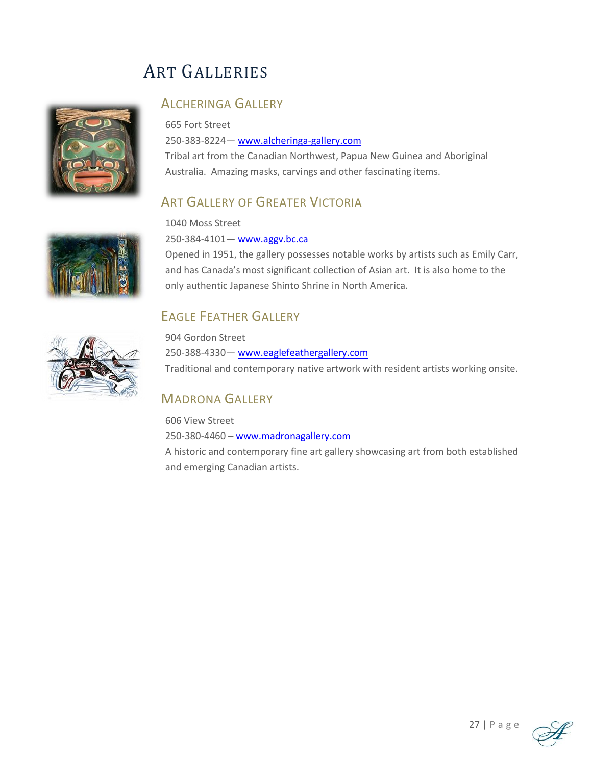# Art Galleries

## Alcheringa Gallery

665 Fort Street

250-383-8224— www.alcheringa-gallery.com

Tribal art from the Canadian Northwest, Papua New Guinea and Aboriginal Australia. Amazing masks, carvings and other fascinating items.

## Art Gallery of Greater Victoria

1040 Moss Street

250-384-4101— www.aggv.bc.ca

Opened in 1951, the gallery possesses notable works by artists such as Emily Carr, and has Canada's most significant collection of Asian art. It is also home to the only authentic Japanese Shinto Shrine in North America.

## Eagle Feather Gallery

904 Gordon Street

250-388-4330— www.eaglefeathergallery.com

Traditional and contemporary native artwork with resident artists working onsite.

## Madrona Gallery

606 View Street

250-380-4460 – www.madronagallery.com

A historic and contemporary fine art gallery showcasing art from both established and emerging Canadian artists.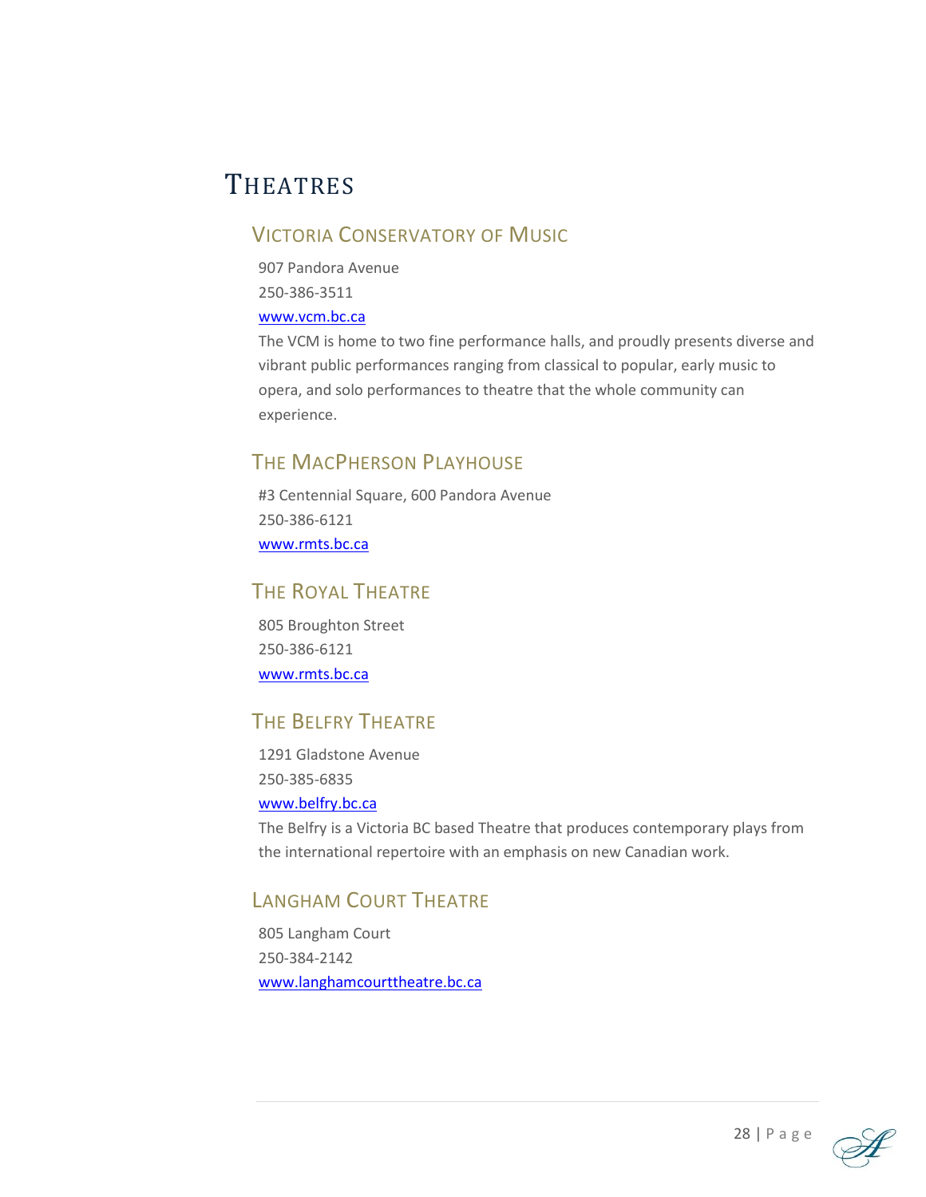# Theatres

## Victoria Conservatory of Music

907 Pandora Avenue

250-386-3511

www.vcm.bc.ca

The VCM is home to two fine performance halls, and proudly presents diverse and vibrant public performances ranging from classical to popular, early music to opera, and solo performances to theatre that the whole community can experience.

## The MacPherson Playhouse

#3 Centennial Square, 600 Pandora Avenue

250-386-6121

www.rmts.bc.ca

## The Royal Theatre

805 Broughton Street

250-386-6121

www.rmts.bc.ca

## The Belfry Theatre

1291 Gladstone Avenue

250-385-6835

www.belfry.bc.ca

The Belfry is a Victoria BC based Theatre that produces contemporary plays from the international repertoire with an emphasis on new Canadian work.

## Langham Court Theatre

805 Langham Court

250-384-2142

www.langhamcourttheatre.bc.ca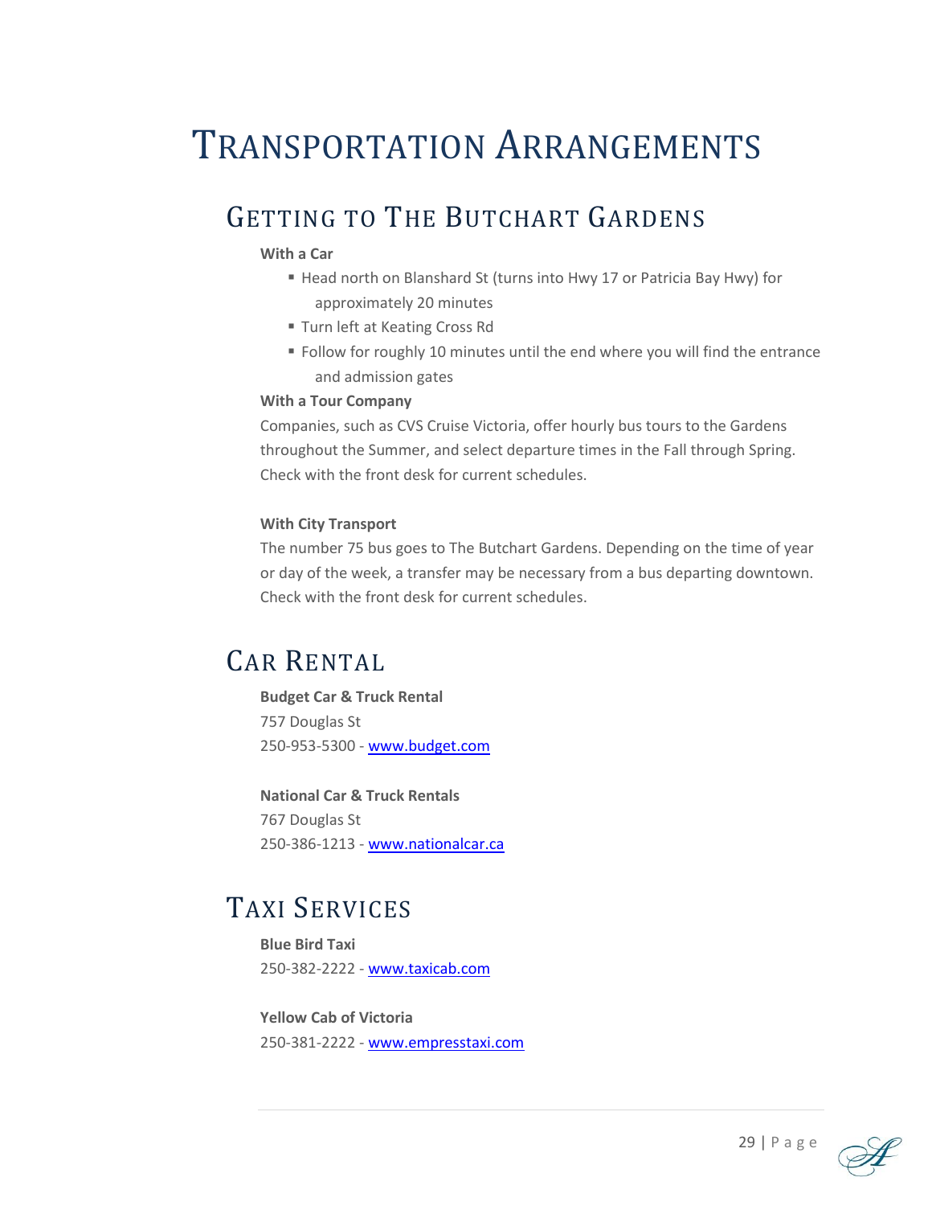# Transportation Arrangements

## Getting to The Butchart Gardens

**With a Car**

- Head north on Blanshard St (turns into Hwy 17 or Patricia Bay Hwy) for approximately 20 minutes
- Turn left at Keating Cross Rd
- Follow for roughly 10 minutes until the end where you will find the entrance and admission gates

**With a Tour Company**

Companies, such as CVS Cruise Victoria, offer hourly bus tours to the Gardens throughout the Summer, and select departure times in the Fall through Spring. Check with the front desk for current schedules.

**With City Transport**

The number 75 bus goes to The Butchart Gardens. Depending on the time of year or day of the week, a transfer may be necessary from a bus departing downtown. Check with the front desk for current schedules.

## Car Rental

**Budget Car & Truck Rental**
757 Douglas St
250-953-5300 - www.budget.com

**National Car & Truck Rentals**
767 Douglas St
250-386-1213 - www.nationalcar.ca

## Taxi Services

**Blue Bird Taxi**
250-382-2222 - www.taxicab.com

**Yellow Cab of Victoria**
250-381-2222 - www.empresstaxi.com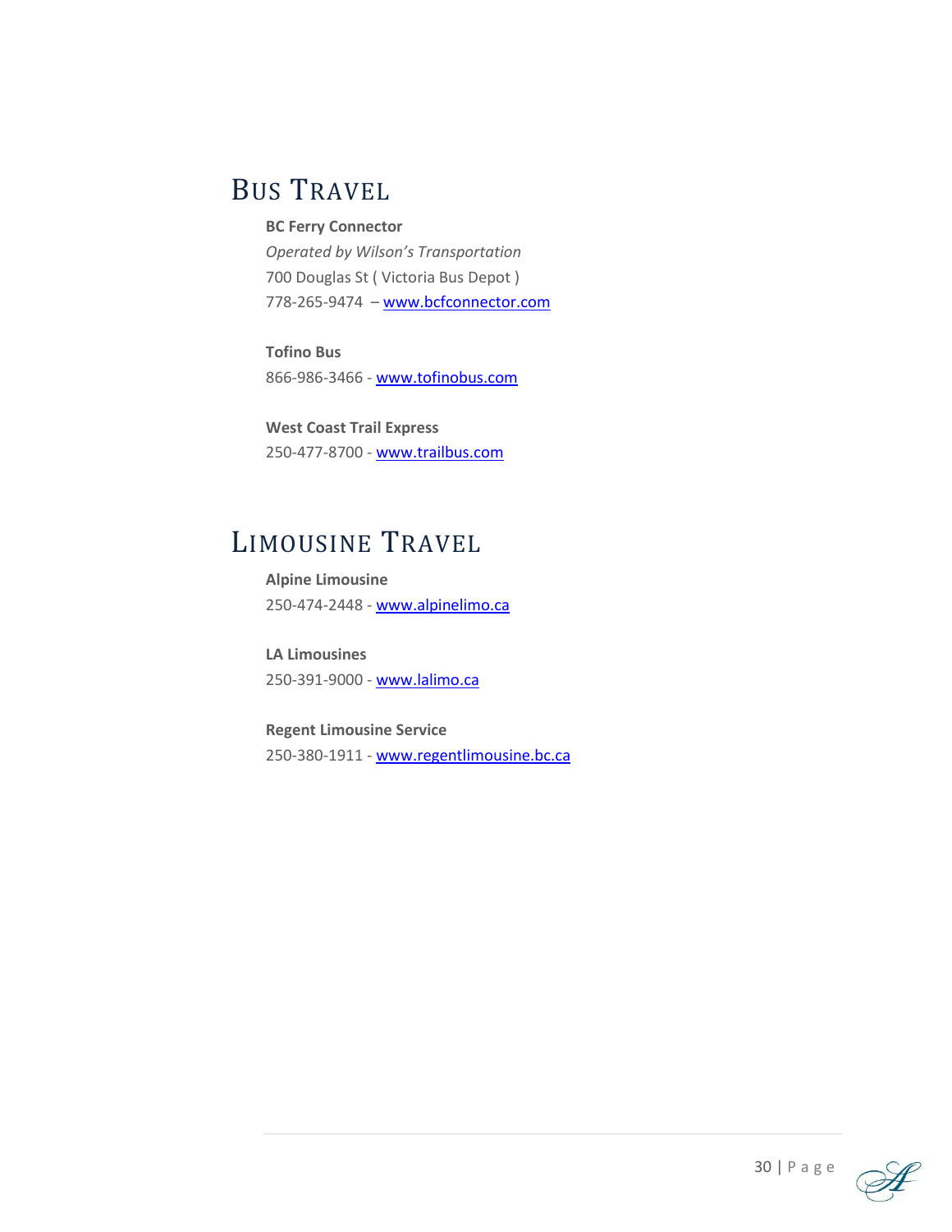# Bus Travel

**BC Ferry Connector**
*Operated by Wilson's Transportation*
700 Douglas St ( Victoria Bus Depot )
778-265-9474 – www.bcfconnector.com

**Tofino Bus**
866-986-3466 - www.tofinobus.com

**West Coast Trail Express**
250-477-8700 - www.trailbus.com

# Limousine Travel

**Alpine Limousine**
250-474-2448 - www.alpinelimo.ca

**LA Limousines**
250-391-9000 - www.lalimo.ca

**Regent Limousine Service**
250-380-1911 - www.regentlimousine.bc.ca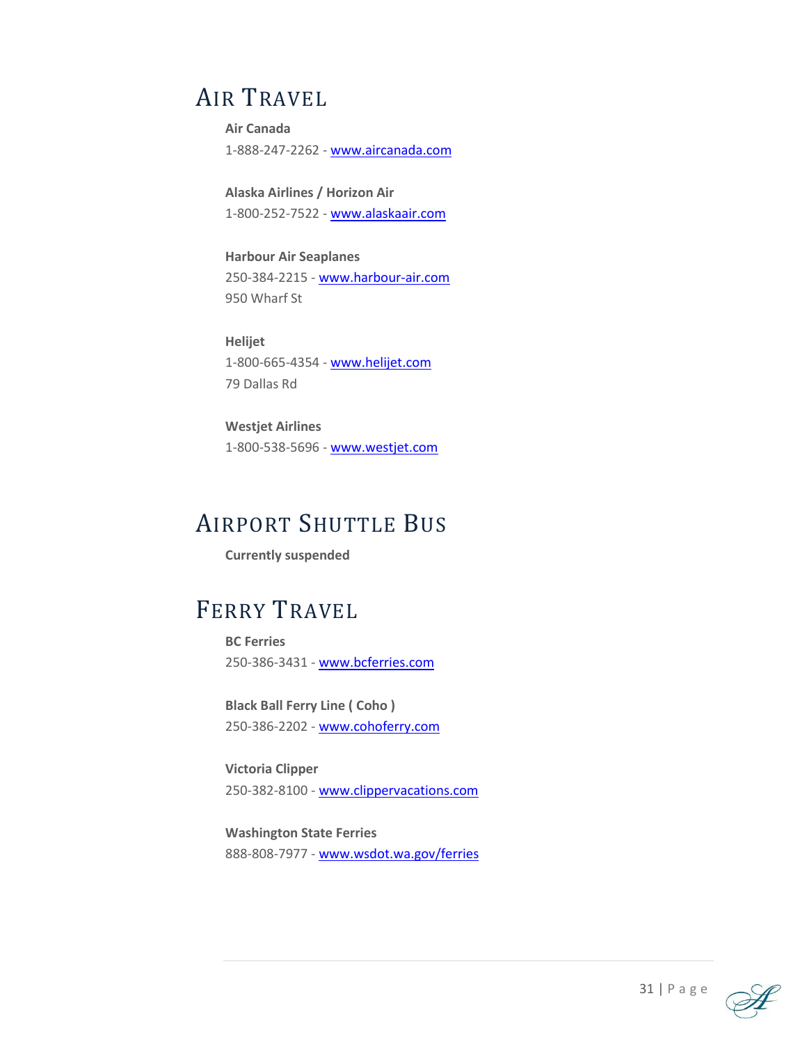# Air Travel

**Air Canada**
1-888-247-2262 - www.aircanada.com

**Alaska Airlines / Horizon Air**
1-800-252-7522 - www.alaskaair.com

**Harbour Air Seaplanes**
250-384-2215 - www.harbour-air.com
950 Wharf St

**Helijet**
1-800-665-4354 - www.helijet.com
79 Dallas Rd

**Westjet Airlines**
1-800-538-5696 - www.westjet.com

# Airport Shuttle Bus

**Currently suspended**

# Ferry Travel

**BC Ferries**
250-386-3431 - www.bcferries.com

**Black Ball Ferry Line ( Coho )**
250-386-2202 - www.cohoferry.com

**Victoria Clipper**
250-382-8100 - www.clippervacations.com

**Washington State Ferries**
888-808-7977 - www.wsdot.wa.gov/ferries